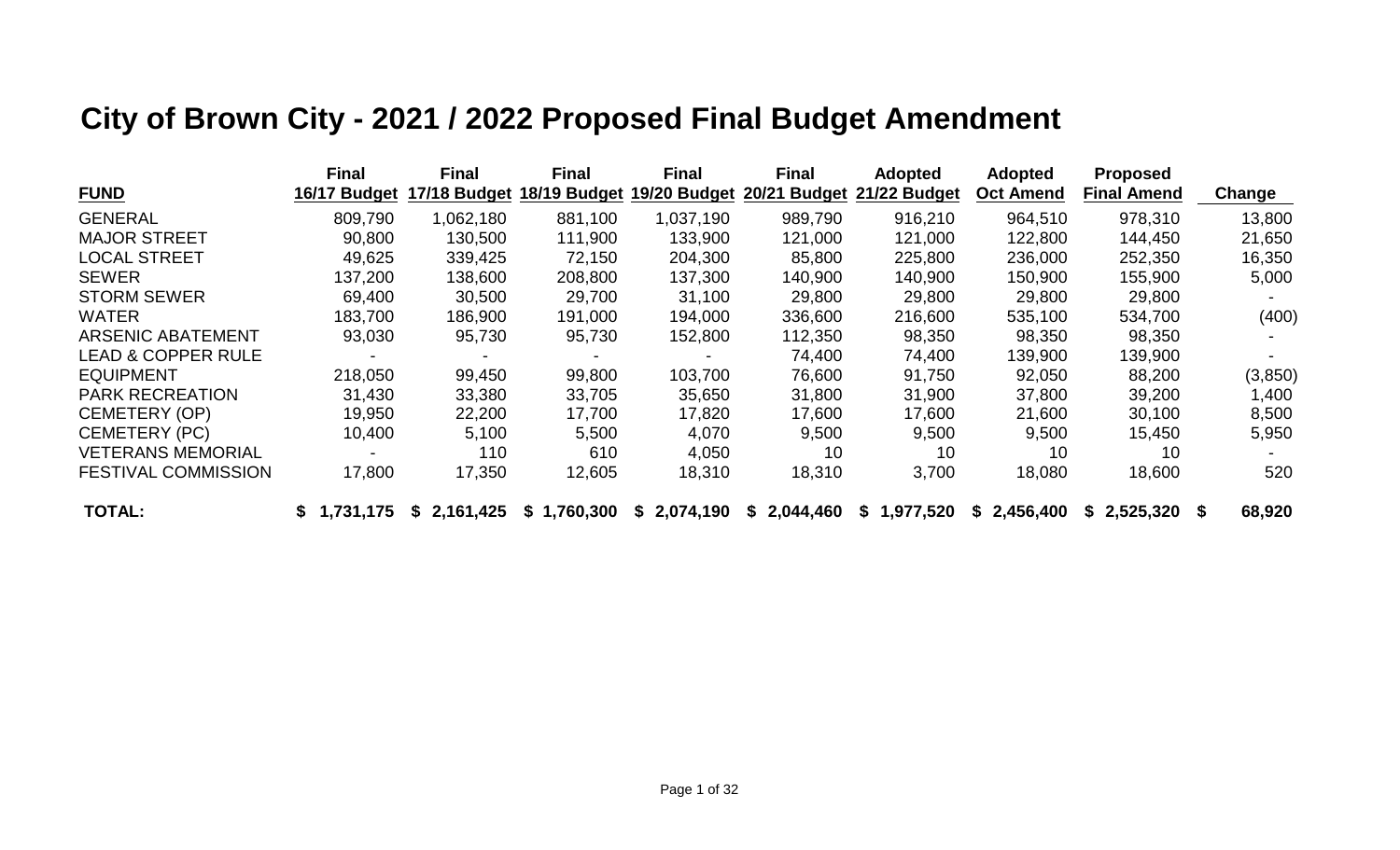# City of Brown City - 2021 / 2022 Proposed Final Budget Amendment

| FUND | Final 16/17 Budget | Final 17/18 Budget | Final 18/19 Budget | Final 19/20 Budget | Final 20/21 Budget | Adopted 21/22 Budget | Adopted Oct Amend | Proposed Final Amend | Change |
|---|---|---|---|---|---|---|---|---|---|
| GENERAL | 809,790 | 1,062,180 | 881,100 | 1,037,190 | 989,790 | 916,210 | 964,510 | 978,310 | 13,800 |
| MAJOR STREET | 90,800 | 130,500 | 111,900 | 133,900 | 121,000 | 121,000 | 122,800 | 144,450 | 21,650 |
| LOCAL STREET | 49,625 | 339,425 | 72,150 | 204,300 | 85,800 | 225,800 | 236,000 | 252,350 | 16,350 |
| SEWER | 137,200 | 138,600 | 208,800 | 137,300 | 140,900 | 140,900 | 150,900 | 155,900 | 5,000 |
| STORM SEWER | 69,400 | 30,500 | 29,700 | 31,100 | 29,800 | 29,800 | 29,800 | 29,800 | - |
| WATER | 183,700 | 186,900 | 191,000 | 194,000 | 336,600 | 216,600 | 535,100 | 534,700 | (400) |
| ARSENIC ABATEMENT | 93,030 | 95,730 | 95,730 | 152,800 | 112,350 | 98,350 | 98,350 | 98,350 | - |
| LEAD & COPPER RULE | - | - | - | - | 74,400 | 74,400 | 139,900 | 139,900 | - |
| EQUIPMENT | 218,050 | 99,450 | 99,800 | 103,700 | 76,600 | 91,750 | 92,050 | 88,200 | (3,850) |
| PARK RECREATION | 31,430 | 33,380 | 33,705 | 35,650 | 31,800 | 31,900 | 37,800 | 39,200 | 1,400 |
| CEMETERY (OP) | 19,950 | 22,200 | 17,700 | 17,820 | 17,600 | 17,600 | 21,600 | 30,100 | 8,500 |
| CEMETERY (PC) | 10,400 | 5,100 | 5,500 | 4,070 | 9,500 | 9,500 | 9,500 | 15,450 | 5,950 |
| VETERANS MEMORIAL | - | 110 | 610 | 4,050 | 10 | 10 | 10 | 10 | - |
| FESTIVAL COMMISSION | 17,800 | 17,350 | 12,605 | 18,310 | 18,310 | 3,700 | 18,080 | 18,600 | 520 |
| **TOTAL:** | **$ 1,731,175** | **$ 2,161,425** | **$ 1,760,300** | **$ 2,074,190** | **$ 2,044,460** | **$ 1,977,520** | **$ 2,456,400** | **$ 2,525,320** | **$ 68,920** |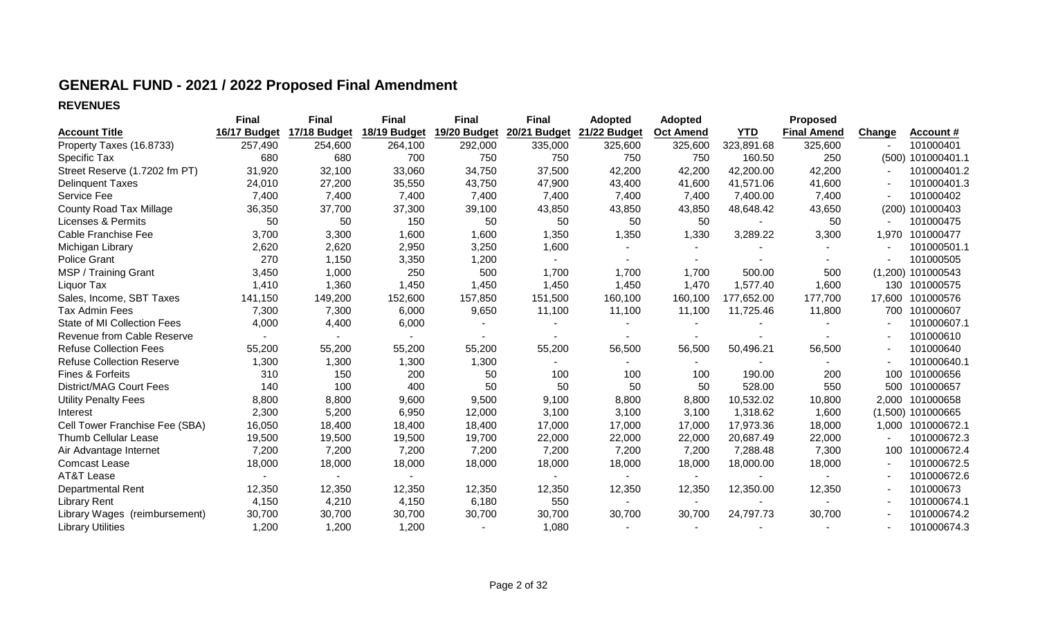# GENERAL FUND - 2021 / 2022 Proposed Final Amendment

## REVENUES

| Account Title | Final 16/17 Budget | Final 17/18 Budget | Final 18/19 Budget | Final 19/20 Budget | Final 20/21 Budget | Adopted 21/22 Budget | Adopted Oct Amend | YTD | Proposed Final Amend | Change | Account # |
|---|---|---|---|---|---|---|---|---|---|---|---|
| Property Taxes (16.8733) | 257,490 | 254,600 | 264,100 | 292,000 | 335,000 | 325,600 | 325,600 | 323,891.68 | 325,600 | - | 101000401 |
| Specific Tax | 680 | 680 | 700 | 750 | 750 | 750 | 750 | 160.50 | 250 | (500) | 101000401.1 |
| Street Reserve (1.7202 fm PT) | 31,920 | 32,100 | 33,060 | 34,750 | 37,500 | 42,200 | 42,200 | 42,200.00 | 42,200 | - | 101000401.2 |
| Delinquent Taxes | 24,010 | 27,200 | 35,550 | 43,750 | 47,900 | 43,400 | 41,600 | 41,571.06 | 41,600 | - | 101000401.3 |
| Service Fee | 7,400 | 7,400 | 7,400 | 7,400 | 7,400 | 7,400 | 7,400 | 7,400.00 | 7,400 | - | 101000402 |
| County Road Tax Millage | 36,350 | 37,700 | 37,300 | 39,100 | 43,850 | 43,850 | 43,850 | 48,648.42 | 43,650 | (200) | 101000403 |
| Licenses & Permits | 50 | 50 | 150 | 50 | 50 | 50 | 50 | - | 50 | - | 101000475 |
| Cable Franchise Fee | 3,700 | 3,300 | 1,600 | 1,600 | 1,350 | 1,350 | 1,330 | 3,289.22 | 3,300 | 1,970 | 101000477 |
| Michigan Library | 2,620 | 2,620 | 2,950 | 3,250 | 1,600 | - | - | - | - | - | 101000501.1 |
| Police Grant | 270 | 1,150 | 3,350 | 1,200 | - | - | - | - | - | - | 101000505 |
| MSP / Training Grant | 3,450 | 1,000 | 250 | 500 | 1,700 | 1,700 | 1,700 | 500.00 | 500 | (1,200) | 101000543 |
| Liquor Tax | 1,410 | 1,360 | 1,450 | 1,450 | 1,450 | 1,450 | 1,470 | 1,577.40 | 1,600 | 130 | 101000575 |
| Sales, Income, SBT Taxes | 141,150 | 149,200 | 152,600 | 157,850 | 151,500 | 160,100 | 160,100 | 177,652.00 | 177,700 | 17,600 | 101000576 |
| Tax Admin Fees | 7,300 | 7,300 | 6,000 | 9,650 | 11,100 | 11,100 | 11,100 | 11,725.46 | 11,800 | 700 | 101000607 |
| State of MI Collection Fees | 4,000 | 4,400 | 6,000 | - | - | - | - | - | - | - | 101000607.1 |
| Revenue from Cable Reserve | - | - | - | - | - | - | - | - | - | - | 101000610 |
| Refuse Collection Fees | 55,200 | 55,200 | 55,200 | 55,200 | 55,200 | 56,500 | 56,500 | 50,496.21 | 56,500 | - | 101000640 |
| Refuse Collection Reserve | 1,300 | 1,300 | 1,300 | 1,300 | - | - | - | - | - | - | 101000640.1 |
| Fines & Forfeits | 310 | 150 | 200 | 50 | 100 | 100 | 100 | 190.00 | 200 | 100 | 101000656 |
| District/MAG Court Fees | 140 | 100 | 400 | 50 | 50 | 50 | 50 | 528.00 | 550 | 500 | 101000657 |
| Utility Penalty Fees | 8,800 | 8,800 | 9,600 | 9,500 | 9,100 | 8,800 | 8,800 | 10,532.02 | 10,800 | 2,000 | 101000658 |
| Interest | 2,300 | 5,200 | 6,950 | 12,000 | 3,100 | 3,100 | 3,100 | 1,318.62 | 1,600 | (1,500) | 101000665 |
| Cell Tower Franchise Fee (SBA) | 16,050 | 18,400 | 18,400 | 18,400 | 17,000 | 17,000 | 17,000 | 17,973.36 | 18,000 | 1,000 | 101000672.1 |
| Thumb Cellular Lease | 19,500 | 19,500 | 19,500 | 19,700 | 22,000 | 22,000 | 22,000 | 20,687.49 | 22,000 | - | 101000672.3 |
| Air Advantage Internet | 7,200 | 7,200 | 7,200 | 7,200 | 7,200 | 7,200 | 7,200 | 7,288.48 | 7,300 | 100 | 101000672.4 |
| Comcast Lease | 18,000 | 18,000 | 18,000 | 18,000 | 18,000 | 18,000 | 18,000 | 18,000.00 | 18,000 | - | 101000672.5 |
| AT&T Lease | - | - | - | | - | - | - | - | - | - | 101000672.6 |
| Departmental Rent | 12,350 | 12,350 | 12,350 | 12,350 | 12,350 | 12,350 | 12,350 | 12,350.00 | 12,350 | - | 101000673 |
| Library Rent | 4,150 | 4,210 | 4,150 | 6,180 | 550 | - | - | - | - | - | 101000674.1 |
| Library Wages (reimbursement) | 30,700 | 30,700 | 30,700 | 30,700 | 30,700 | 30,700 | 30,700 | 24,797.73 | 30,700 | - | 101000674.2 |
| Library Utilities | 1,200 | 1,200 | 1,200 | - | 1,080 | - | - | - | - | - | 101000674.3 |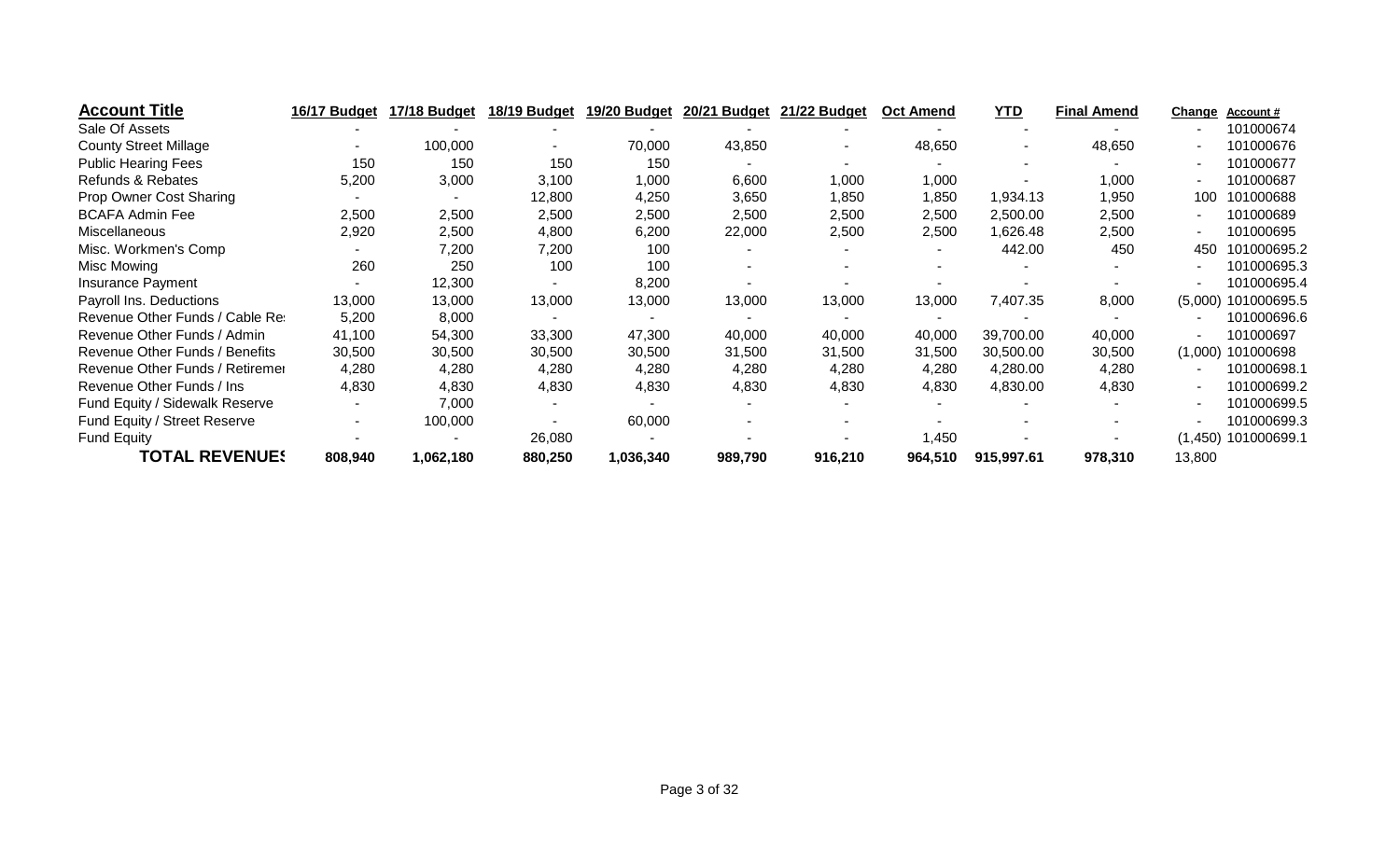| Account Title | 16/17 Budget | 17/18 Budget | 18/19 Budget | 19/20 Budget | 20/21 Budget | 21/22 Budget | Oct Amend | YTD | Final Amend | Change | Account # |
|---|---|---|---|---|---|---|---|---|---|---|---|
| Sale Of Assets | - | - | - | - | - | - | - | - | - | - | 101000674 |
| County Street Millage | - | 100,000 | - | 70,000 | 43,850 | - | 48,650 | - | 48,650 | - | 101000676 |
| Public Hearing Fees | 150 | 150 | 150 | 150 | - | - | - | - | - | - | 101000677 |
| Refunds & Rebates | 5,200 | 3,000 | 3,100 | 1,000 | 6,600 | 1,000 | 1,000 | - | 1,000 | - | 101000687 |
| Prop Owner Cost Sharing | - | - | 12,800 | 4,250 | 3,650 | 1,850 | 1,850 | 1,934.13 | 1,950 | 100 | 101000688 |
| BCAFA Admin Fee | 2,500 | 2,500 | 2,500 | 2,500 | 2,500 | 2,500 | 2,500 | 2,500.00 | 2,500 | - | 101000689 |
| Miscellaneous | 2,920 | 2,500 | 4,800 | 6,200 | 22,000 | 2,500 | 2,500 | 1,626.48 | 2,500 | - | 101000695 |
| Misc. Workmen's Comp | - | 7,200 | 7,200 | 100 | - | - | - | 442.00 | 450 | 450 | 101000695.2 |
| Misc Mowing | 260 | 250 | 100 | 100 | - | - | - | - | - | - | 101000695.3 |
| Insurance Payment | - | 12,300 | - | 8,200 | - | - | - | - | - | - | 101000695.4 |
| Payroll Ins. Deductions | 13,000 | 13,000 | 13,000 | 13,000 | 13,000 | 13,000 | 13,000 | 7,407.35 | 8,000 | (5,000) | 101000695.5 |
| Revenue Other Funds / Cable Re: | 5,200 | 8,000 | - | - | - | - | - | - | - | - | 101000696.6 |
| Revenue Other Funds / Admin | 41,100 | 54,300 | 33,300 | 47,300 | 40,000 | 40,000 | 40,000 | 39,700.00 | 40,000 | - | 101000697 |
| Revenue Other Funds / Benefits | 30,500 | 30,500 | 30,500 | 30,500 | 31,500 | 31,500 | 31,500 | 30,500.00 | 30,500 | (1,000) | 101000698 |
| Revenue Other Funds / Retiremer | 4,280 | 4,280 | 4,280 | 4,280 | 4,280 | 4,280 | 4,280 | 4,280.00 | 4,280 | - | 101000698.1 |
| Revenue Other Funds / Ins | 4,830 | 4,830 | 4,830 | 4,830 | 4,830 | 4,830 | 4,830 | 4,830.00 | 4,830 | - | 101000699.2 |
| Fund Equity / Sidewalk Reserve | - | 7,000 | - | - | - | - | - | - | - | - | 101000699.5 |
| Fund Equity / Street Reserve | - | 100,000 | - | 60,000 | - | - | - | - | - | - | 101000699.3 |
| Fund Equity | - | - | 26,080 | - | - | - | 1,450 | - | - | (1,450) | 101000699.1 |
| **TOTAL REVENUES** | **808,940** | **1,062,180** | **880,250** | **1,036,340** | **989,790** | **916,210** | **964,510** | **915,997.61** | **978,310** | 13,800 | |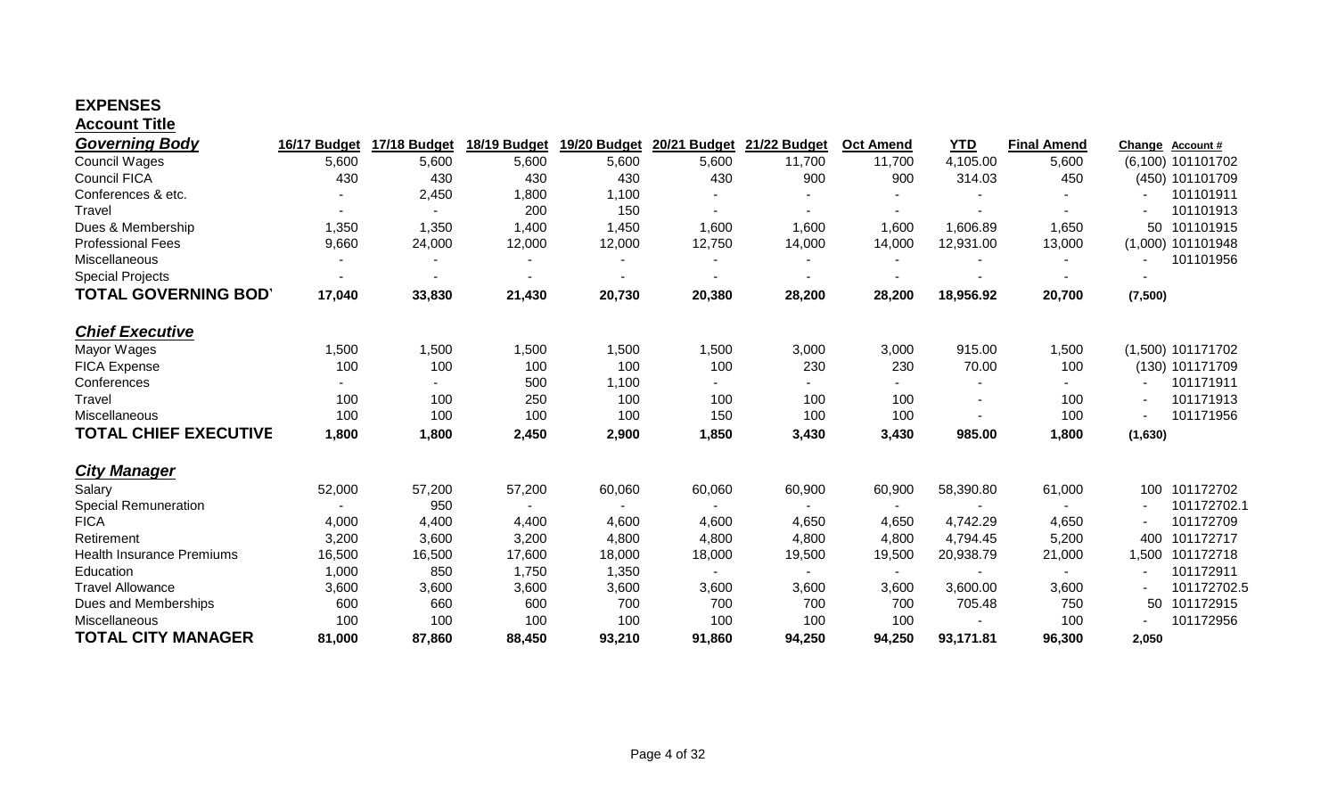## EXPENSES

**Account Title**

| *Governing Body* | 16/17 Budget | 17/18 Budget | 18/19 Budget | 19/20 Budget | 20/21 Budget | 21/22 Budget | Oct Amend | YTD | Final Amend | Change | Account # |
|---|---|---|---|---|---|---|---|---|---|---|---|
| Council Wages | 5,600 | 5,600 | 5,600 | 5,600 | 5,600 | 11,700 | 11,700 | 4,105.00 | 5,600 | (6,100) | 101101702 |
| Council FICA | 430 | 430 | 430 | 430 | 430 | 900 | 900 | 314.03 | 450 | (450) | 101101709 |
| Conferences & etc. | - | 2,450 | 1,800 | 1,100 | - | - | - | - | - | - | 101101911 |
| Travel | - | - | 200 | 150 | - | - | - | - | - | - | 101101913 |
| Dues & Membership | 1,350 | 1,350 | 1,400 | 1,450 | 1,600 | 1,600 | 1,600 | 1,606.89 | 1,650 | 50 | 101101915 |
| Professional Fees | 9,660 | 24,000 | 12,000 | 12,000 | 12,750 | 14,000 | 14,000 | 12,931.00 | 13,000 | (1,000) | 101101948 |
| Miscellaneous | - | - | - | - | - | - | - | - | - | - | 101101956 |
| Special Projects | - | - | - | - | - | - | - | - | - | - | |
| **TOTAL GOVERNING BODY** | **17,040** | **33,830** | **21,430** | **20,730** | **20,380** | **28,200** | **28,200** | **18,956.92** | **20,700** | **(7,500)** | |
| | | | | | | | | | | | |
| ***Chief Executive*** | | | | | | | | | | | |
| Mayor Wages | 1,500 | 1,500 | 1,500 | 1,500 | 1,500 | 3,000 | 3,000 | 915.00 | 1,500 | (1,500) | 101171702 |
| FICA Expense | 100 | 100 | 100 | 100 | 100 | 230 | 230 | 70.00 | 100 | (130) | 101171709 |
| Conferences | - | - | 500 | 1,100 | - | - | - | - | - | - | 101171911 |
| Travel | 100 | 100 | 250 | 100 | 100 | 100 | 100 | - | 100 | - | 101171913 |
| Miscellaneous | 100 | 100 | 100 | 100 | 150 | 100 | 100 | - | 100 | - | 101171956 |
| **TOTAL CHIEF EXECUTIVE** | **1,800** | **1,800** | **2,450** | **2,900** | **1,850** | **3,430** | **3,430** | **985.00** | **1,800** | **(1,630)** | |
| | | | | | | | | | | | |
| ***City Manager*** | | | | | | | | | | | |
| Salary | 52,000 | 57,200 | 57,200 | 60,060 | 60,060 | 60,900 | 60,900 | 58,390.80 | 61,000 | 100 | 101172702 |
| Special Remuneration | - | 950 | - | - | - | - | - | - | - | - | 101172702.1 |
| FICA | 4,000 | 4,400 | 4,400 | 4,600 | 4,600 | 4,650 | 4,650 | 4,742.29 | 4,650 | - | 101172709 |
| Retirement | 3,200 | 3,600 | 3,200 | 4,800 | 4,800 | 4,800 | 4,800 | 4,794.45 | 5,200 | 400 | 101172717 |
| Health Insurance Premiums | 16,500 | 16,500 | 17,600 | 18,000 | 18,000 | 19,500 | 19,500 | 20,938.79 | 21,000 | 1,500 | 101172718 |
| Education | 1,000 | 850 | 1,750 | 1,350 | - | - | - | - | - | - | 101172911 |
| Travel Allowance | 3,600 | 3,600 | 3,600 | 3,600 | 3,600 | 3,600 | 3,600 | 3,600.00 | 3,600 | - | 101172702.5 |
| Dues and Memberships | 600 | 660 | 600 | 700 | 700 | 700 | 700 | 705.48 | 750 | 50 | 101172915 |
| Miscellaneous | 100 | 100 | 100 | 100 | 100 | 100 | 100 | - | 100 | - | 101172956 |
| **TOTAL CITY MANAGER** | **81,000** | **87,860** | **88,450** | **93,210** | **91,860** | **94,250** | **94,250** | **93,171.81** | **96,300** | **2,050** | |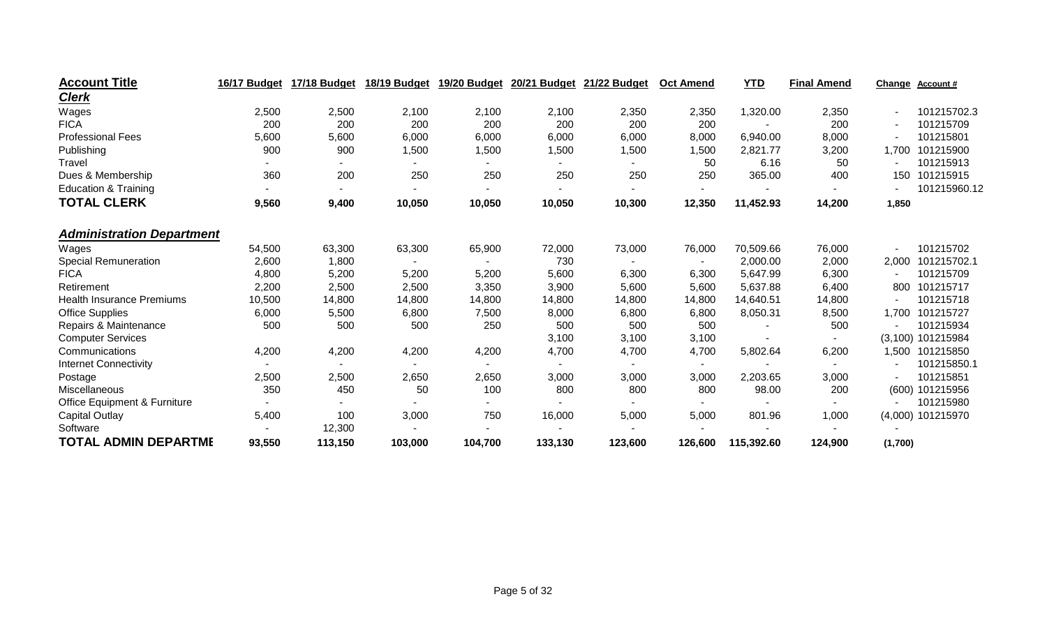| Account Title | 16/17 Budget | 17/18 Budget | 18/19 Budget | 19/20 Budget | 20/21 Budget | 21/22 Budget | Oct Amend | YTD | Final Amend | Change | Account # |
|---|---|---|---|---|---|---|---|---|---|---|---|
| ***Clerk*** | | | | | | | | | | | |
| Wages | 2,500 | 2,500 | 2,100 | 2,100 | 2,100 | 2,350 | 2,350 | 1,320.00 | 2,350 | - | 101215702.3 |
| FICA | 200 | 200 | 200 | 200 | 200 | 200 | 200 | - | 200 | - | 101215709 |
| Professional Fees | 5,600 | 5,600 | 6,000 | 6,000 | 6,000 | 6,000 | 8,000 | 6,940.00 | 8,000 | - | 101215801 |
| Publishing | 900 | 900 | 1,500 | 1,500 | 1,500 | 1,500 | 1,500 | 2,821.77 | 3,200 | 1,700 | 101215900 |
| Travel | - | - | - | - | - | - | 50 | 6.16 | 50 | - | 101215913 |
| Dues & Membership | 360 | 200 | 250 | 250 | 250 | 250 | 250 | 365.00 | 400 | 150 | 101215915 |
| Education & Training | - | - | - | - | - | - | - | - | - | - | 101215960.12 |
| **TOTAL CLERK** | **9,560** | **9,400** | **10,050** | **10,050** | **10,050** | **10,300** | **12,350** | **11,452.93** | **14,200** | **1,850** | |
| | | | | | | | | | | | |
| ***Administration Department*** | | | | | | | | | | | |
| Wages | 54,500 | 63,300 | 63,300 | 65,900 | 72,000 | 73,000 | 76,000 | 70,509.66 | 76,000 | - | 101215702 |
| Special Remuneration | 2,600 | 1,800 | - | - | 730 | - | - | 2,000.00 | 2,000 | 2,000 | 101215702.1 |
| FICA | 4,800 | 5,200 | 5,200 | 5,200 | 5,600 | 6,300 | 6,300 | 5,647.99 | 6,300 | - | 101215709 |
| Retirement | 2,200 | 2,500 | 2,500 | 3,350 | 3,900 | 5,600 | 5,600 | 5,637.88 | 6,400 | 800 | 101215717 |
| Health Insurance Premiums | 10,500 | 14,800 | 14,800 | 14,800 | 14,800 | 14,800 | 14,800 | 14,640.51 | 14,800 | - | 101215718 |
| Office Supplies | 6,000 | 5,500 | 6,800 | 7,500 | 8,000 | 6,800 | 6,800 | 8,050.31 | 8,500 | 1,700 | 101215727 |
| Repairs & Maintenance | 500 | 500 | 500 | 250 | 500 | 500 | 500 | - | 500 | - | 101215934 |
| Computer Services | | | | | 3,100 | 3,100 | 3,100 | - | - | (3,100) | 101215984 |
| Communications | 4,200 | 4,200 | 4,200 | 4,200 | 4,700 | 4,700 | 4,700 | 5,802.64 | 6,200 | 1,500 | 101215850 |
| Internet Connectivity | - | - | - | - | - | - | - | - | - | - | 101215850.1 |
| Postage | 2,500 | 2,500 | 2,650 | 2,650 | 3,000 | 3,000 | 3,000 | 2,203.65 | 3,000 | - | 101215851 |
| Miscellaneous | 350 | 450 | 50 | 100 | 800 | 800 | 800 | 98.00 | 200 | (600) | 101215956 |
| Office Equipment & Furniture | - | - | - | - | - | - | - | - | - | - | 101215980 |
| Capital Outlay | 5,400 | 100 | 3,000 | 750 | 16,000 | 5,000 | 5,000 | 801.96 | 1,000 | (4,000) | 101215970 |
| Software | - | 12,300 | - | - | - | - | - | - | - | - | |
| **TOTAL ADMIN DEPARTME** | **93,550** | **113,150** | **103,000** | **104,700** | **133,130** | **123,600** | **126,600** | **115,392.60** | **124,900** | **(1,700)** | |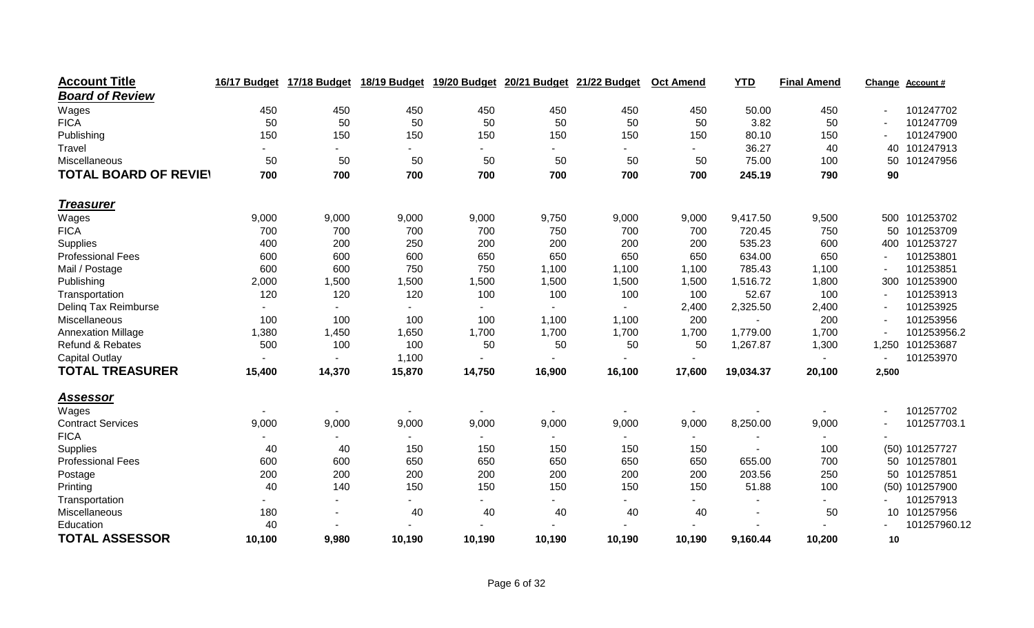| Account Title | 16/17 Budget | 17/18 Budget | 18/19 Budget | 19/20 Budget | 20/21 Budget | 21/22 Budget | Oct Amend | YTD | Final Amend | Change | Account # |
|---|---|---|---|---|---|---|---|---|---|---|---|
| ***Board of Review*** | | | | | | | | | | | |
| Wages | 450 | 450 | 450 | 450 | 450 | 450 | 450 | 50.00 | 450 | - | 101247702 |
| FICA | 50 | 50 | 50 | 50 | 50 | 50 | 50 | 3.82 | 50 | - | 101247709 |
| Publishing | 150 | 150 | 150 | 150 | 150 | 150 | 150 | 80.10 | 150 | - | 101247900 |
| Travel | - | - | - | - | - | - | - | 36.27 | 40 | 40 | 101247913 |
| Miscellaneous | 50 | 50 | 50 | 50 | 50 | 50 | 50 | 75.00 | 100 | 50 | 101247956 |
| **TOTAL BOARD OF REVIE\|** | **700** | **700** | **700** | **700** | **700** | **700** | **700** | **245.19** | **790** | **90** | |
| ***Treasurer*** | | | | | | | | | | | |
| Wages | 9,000 | 9,000 | 9,000 | 9,000 | 9,750 | 9,000 | 9,000 | 9,417.50 | 9,500 | 500 | 101253702 |
| FICA | 700 | 700 | 700 | 700 | 750 | 700 | 700 | 720.45 | 750 | 50 | 101253709 |
| Supplies | 400 | 200 | 250 | 200 | 200 | 200 | 200 | 535.23 | 600 | 400 | 101253727 |
| Professional Fees | 600 | 600 | 600 | 650 | 650 | 650 | 650 | 634.00 | 650 | - | 101253801 |
| Mail / Postage | 600 | 600 | 750 | 750 | 1,100 | 1,100 | 1,100 | 785.43 | 1,100 | - | 101253851 |
| Publishing | 2,000 | 1,500 | 1,500 | 1,500 | 1,500 | 1,500 | 1,500 | 1,516.72 | 1,800 | 300 | 101253900 |
| Transportation | 120 | 120 | 120 | 100 | 100 | 100 | 100 | 52.67 | 100 | - | 101253913 |
| Delinq Tax Reimburse | - | - | - | - | - | - | 2,400 | 2,325.50 | 2,400 | - | 101253925 |
| Miscellaneous | 100 | 100 | 100 | 100 | 1,100 | 1,100 | 200 | - | 200 | - | 101253956 |
| Annexation Millage | 1,380 | 1,450 | 1,650 | 1,700 | 1,700 | 1,700 | 1,700 | 1,779.00 | 1,700 | - | 101253956.2 |
| Refund & Rebates | 500 | 100 | 100 | 50 | 50 | 50 | 50 | 1,267.87 | 1,300 | 1,250 | 101253687 |
| Capital Outlay | - | - | 1,100 | - | - | - | - | | - | - | 101253970 |
| **TOTAL TREASURER** | **15,400** | **14,370** | **15,870** | **14,750** | **16,900** | **16,100** | **17,600** | **19,034.37** | **20,100** | **2,500** | |
| ***Assessor*** | | | | | | | | | | | |
| Wages | - | - | - | - | - | - | - | - | - | - | 101257702 |
| Contract Services | 9,000 | 9,000 | 9,000 | 9,000 | 9,000 | 9,000 | 9,000 | 8,250.00 | 9,000 | - | 101257703.1 |
| FICA | - | - | - | - | - | - | - | - | - | - | |
| Supplies | 40 | 40 | 150 | 150 | 150 | 150 | 150 | - | 100 | (50) | 101257727 |
| Professional Fees | 600 | 600 | 650 | 650 | 650 | 650 | 650 | 655.00 | 700 | 50 | 101257801 |
| Postage | 200 | 200 | 200 | 200 | 200 | 200 | 200 | 203.56 | 250 | 50 | 101257851 |
| Printing | 40 | 140 | 150 | 150 | 150 | 150 | 150 | 51.88 | 100 | (50) | 101257900 |
| Transportation | - | - | - | - | - | - | - | - | - | - | 101257913 |
| Miscellaneous | 180 | - | 40 | 40 | 40 | 40 | 40 | - | 50 | 10 | 101257956 |
| Education | 40 | - | - | - | - | - | - | - | - | - | 101257960.12 |
| **TOTAL ASSESSOR** | **10,100** | **9,980** | **10,190** | **10,190** | **10,190** | **10,190** | **10,190** | **9,160.44** | **10,200** | **10** | |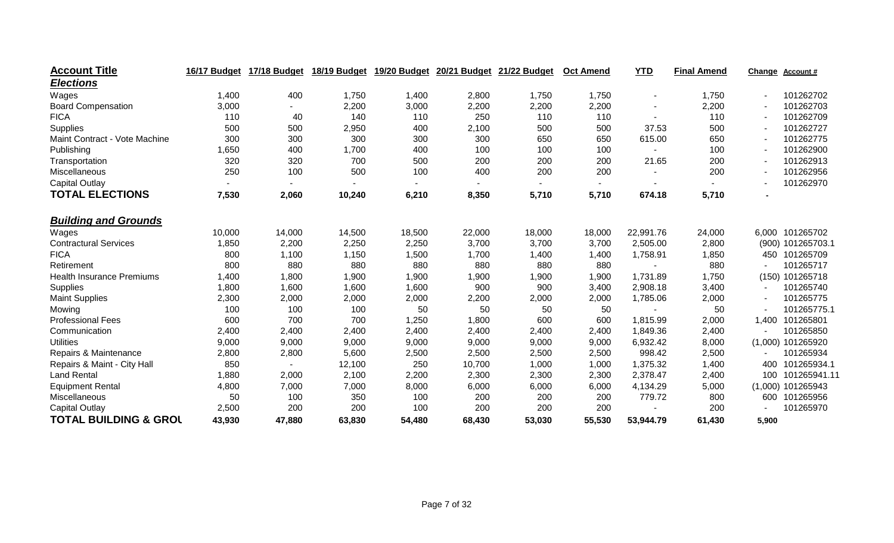| Account Title | 16/17 Budget | 17/18 Budget | 18/19 Budget | 19/20 Budget | 20/21 Budget | 21/22 Budget | Oct Amend | YTD | Final Amend | Change | Account # |
|---|---|---|---|---|---|---|---|---|---|---|---|
| ***Elections*** | | | | | | | | | | | |
| Wages | 1,400 | 400 | 1,750 | 1,400 | 2,800 | 1,750 | 1,750 | - | 1,750 | - | 101262702 |
| Board Compensation | 3,000 | - | 2,200 | 3,000 | 2,200 | 2,200 | 2,200 | - | 2,200 | - | 101262703 |
| FICA | 110 | 40 | 140 | 110 | 250 | 110 | 110 | - | 110 | - | 101262709 |
| Supplies | 500 | 500 | 2,950 | 400 | 2,100 | 500 | 500 | 37.53 | 500 | - | 101262727 |
| Maint Contract - Vote Machine | 300 | 300 | 300 | 300 | 300 | 650 | 650 | 615.00 | 650 | - | 101262775 |
| Publishing | 1,650 | 400 | 1,700 | 400 | 100 | 100 | 100 | - | 100 | - | 101262900 |
| Transportation | 320 | 320 | 700 | 500 | 200 | 200 | 200 | 21.65 | 200 | - | 101262913 |
| Miscellaneous | 250 | 100 | 500 | 100 | 400 | 200 | 200 | - | 200 | - | 101262956 |
| Capital Outlay | - | - | - | - | - | - | - | - | - | - | 101262970 |
| **TOTAL ELECTIONS** | **7,530** | **2,060** | **10,240** | **6,210** | **8,350** | **5,710** | **5,710** | **674.18** | **5,710** | **-** | |
| ***Building and Grounds*** | | | | | | | | | | | |
| Wages | 10,000 | 14,000 | 14,500 | 18,500 | 22,000 | 18,000 | 18,000 | 22,991.76 | 24,000 | 6,000 | 101265702 |
| Contractural Services | 1,850 | 2,200 | 2,250 | 2,250 | 3,700 | 3,700 | 3,700 | 2,505.00 | 2,800 | (900) | 101265703.1 |
| FICA | 800 | 1,100 | 1,150 | 1,500 | 1,700 | 1,400 | 1,400 | 1,758.91 | 1,850 | 450 | 101265709 |
| Retirement | 800 | 880 | 880 | 880 | 880 | 880 | 880 | - | 880 | - | 101265717 |
| Health Insurance Premiums | 1,400 | 1,800 | 1,900 | 1,900 | 1,900 | 1,900 | 1,900 | 1,731.89 | 1,750 | (150) | 101265718 |
| Supplies | 1,800 | 1,600 | 1,600 | 1,600 | 900 | 900 | 3,400 | 2,908.18 | 3,400 | - | 101265740 |
| Maint Supplies | 2,300 | 2,000 | 2,000 | 2,000 | 2,200 | 2,000 | 2,000 | 1,785.06 | 2,000 | - | 101265775 |
| Mowing | 100 | 100 | 100 | 50 | 50 | 50 | 50 | - | 50 | - | 101265775.1 |
| Professional Fees | 600 | 700 | 700 | 1,250 | 1,800 | 600 | 600 | 1,815.99 | 2,000 | 1,400 | 101265801 |
| Communication | 2,400 | 2,400 | 2,400 | 2,400 | 2,400 | 2,400 | 2,400 | 1,849.36 | 2,400 | - | 101265850 |
| Utilities | 9,000 | 9,000 | 9,000 | 9,000 | 9,000 | 9,000 | 9,000 | 6,932.42 | 8,000 | (1,000) | 101265920 |
| Repairs & Maintenance | 2,800 | 2,800 | 5,600 | 2,500 | 2,500 | 2,500 | 2,500 | 998.42 | 2,500 | - | 101265934 |
| Repairs & Maint - City Hall | 850 | - | 12,100 | 250 | 10,700 | 1,000 | 1,000 | 1,375.32 | 1,400 | 400 | 101265934.1 |
| Land Rental | 1,880 | 2,000 | 2,100 | 2,200 | 2,300 | 2,300 | 2,300 | 2,378.47 | 2,400 | 100 | 101265941.11 |
| Equipment Rental | 4,800 | 7,000 | 7,000 | 8,000 | 6,000 | 6,000 | 6,000 | 4,134.29 | 5,000 | (1,000) | 101265943 |
| Miscellaneous | 50 | 100 | 350 | 100 | 200 | 200 | 200 | 779.72 | 800 | 600 | 101265956 |
| Capital Outlay | 2,500 | 200 | 200 | 100 | 200 | 200 | 200 | - | 200 | - | 101265970 |
| **TOTAL BUILDING & GROU** | **43,930** | **47,880** | **63,830** | **54,480** | **68,430** | **53,030** | **55,530** | **53,944.79** | **61,430** | **5,900** | |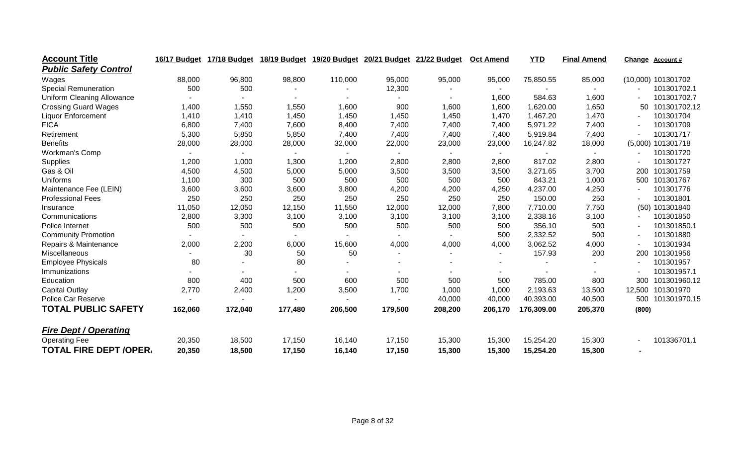| Account Title | 16/17 Budget | 17/18 Budget | 18/19 Budget | 19/20 Budget | 20/21 Budget | 21/22 Budget | Oct Amend | YTD | Final Amend | Change | Account # |
|---|---|---|---|---|---|---|---|---|---|---|---|
| ***Public Safety Control*** | | | | | | | | | | | |
| Wages | 88,000 | 96,800 | 98,800 | 110,000 | 95,000 | 95,000 | 95,000 | 75,850.55 | 85,000 | (10,000) | 101301702 |
| Special Remuneration | 500 | 500 | - | - | 12,300 | - | - | - | - | - | 101301702.1 |
| Uniform Cleaning Allowance | - | - | - | - | - | - | 1,600 | 584.63 | 1,600 | - | 101301702.7 |
| Crossing Guard Wages | 1,400 | 1,550 | 1,550 | 1,600 | 900 | 1,600 | 1,600 | 1,620.00 | 1,650 | 50 | 101301702.12 |
| Liquor Enforcement | 1,410 | 1,410 | 1,450 | 1,450 | 1,450 | 1,450 | 1,470 | 1,467.20 | 1,470 | - | 101301704 |
| FICA | 6,800 | 7,400 | 7,600 | 8,400 | 7,400 | 7,400 | 7,400 | 5,971.22 | 7,400 | - | 101301709 |
| Retirement | 5,300 | 5,850 | 5,850 | 7,400 | 7,400 | 7,400 | 7,400 | 5,919.84 | 7,400 | - | 101301717 |
| Benefits | 28,000 | 28,000 | 28,000 | 32,000 | 22,000 | 23,000 | 23,000 | 16,247.82 | 18,000 | (5,000) | 101301718 |
| Workman's Comp | - | - | - | - | - | - | - | - | - | - | 101301720 |
| Supplies | 1,200 | 1,000 | 1,300 | 1,200 | 2,800 | 2,800 | 2,800 | 817.02 | 2,800 | - | 101301727 |
| Gas & Oil | 4,500 | 4,500 | 5,000 | 5,000 | 3,500 | 3,500 | 3,500 | 3,271.65 | 3,700 | 200 | 101301759 |
| Uniforms | 1,100 | 300 | 500 | 500 | 500 | 500 | 500 | 843.21 | 1,000 | 500 | 101301767 |
| Maintenance Fee (LEIN) | 3,600 | 3,600 | 3,600 | 3,800 | 4,200 | 4,200 | 4,250 | 4,237.00 | 4,250 | - | 101301776 |
| Professional Fees | 250 | 250 | 250 | 250 | 250 | 250 | 250 | 150.00 | 250 | - | 101301801 |
| Insurance | 11,050 | 12,050 | 12,150 | 11,550 | 12,000 | 12,000 | 7,800 | 7,710.00 | 7,750 | (50) | 101301840 |
| Communications | 2,800 | 3,300 | 3,100 | 3,100 | 3,100 | 3,100 | 3,100 | 2,338.16 | 3,100 | - | 101301850 |
| Police Internet | 500 | 500 | 500 | 500 | 500 | 500 | 500 | 356.10 | 500 | - | 101301850.1 |
| Community Promotion | - | - | - | - | - | - | 500 | 2,332.52 | 500 | - | 101301880 |
| Repairs & Maintenance | 2,000 | 2,200 | 6,000 | 15,600 | 4,000 | 4,000 | 4,000 | 3,062.52 | 4,000 | - | 101301934 |
| Miscellaneous | - | 30 | 50 | 50 | - | - | - | 157.93 | 200 | 200 | 101301956 |
| Employee Physicals | 80 | - | 80 | - | - | - | - | - | - | - | 101301957 |
| Immunizations | - | - | - | - | - | - | - | - | - | - | 101301957.1 |
| Education | 800 | 400 | 500 | 600 | 500 | 500 | 500 | 785.00 | 800 | 300 | 101301960.12 |
| Capital Outlay | 2,770 | 2,400 | 1,200 | 3,500 | 1,700 | 1,000 | 1,000 | 2,193.63 | 13,500 | 12,500 | 101301970 |
| Police Car Reserve | - | - | - | - | - | 40,000 | 40,000 | 40,393.00 | 40,500 | 500 | 101301970.15 |
| **TOTAL PUBLIC SAFETY** | **162,060** | **172,040** | **177,480** | **206,500** | **179,500** | **208,200** | **206,170** | **176,309.00** | **205,370** | **(800)** | |
| ***Fire Dept / Operating*** | | | | | | | | | | | |
| Operating Fee | 20,350 | 18,500 | 17,150 | 16,140 | 17,150 | 15,300 | 15,300 | 15,254.20 | 15,300 | - | 101336701.1 |
| **TOTAL FIRE DEPT /OPER.** | **20,350** | **18,500** | **17,150** | **16,140** | **17,150** | **15,300** | **15,300** | **15,254.20** | **15,300** | **-** | |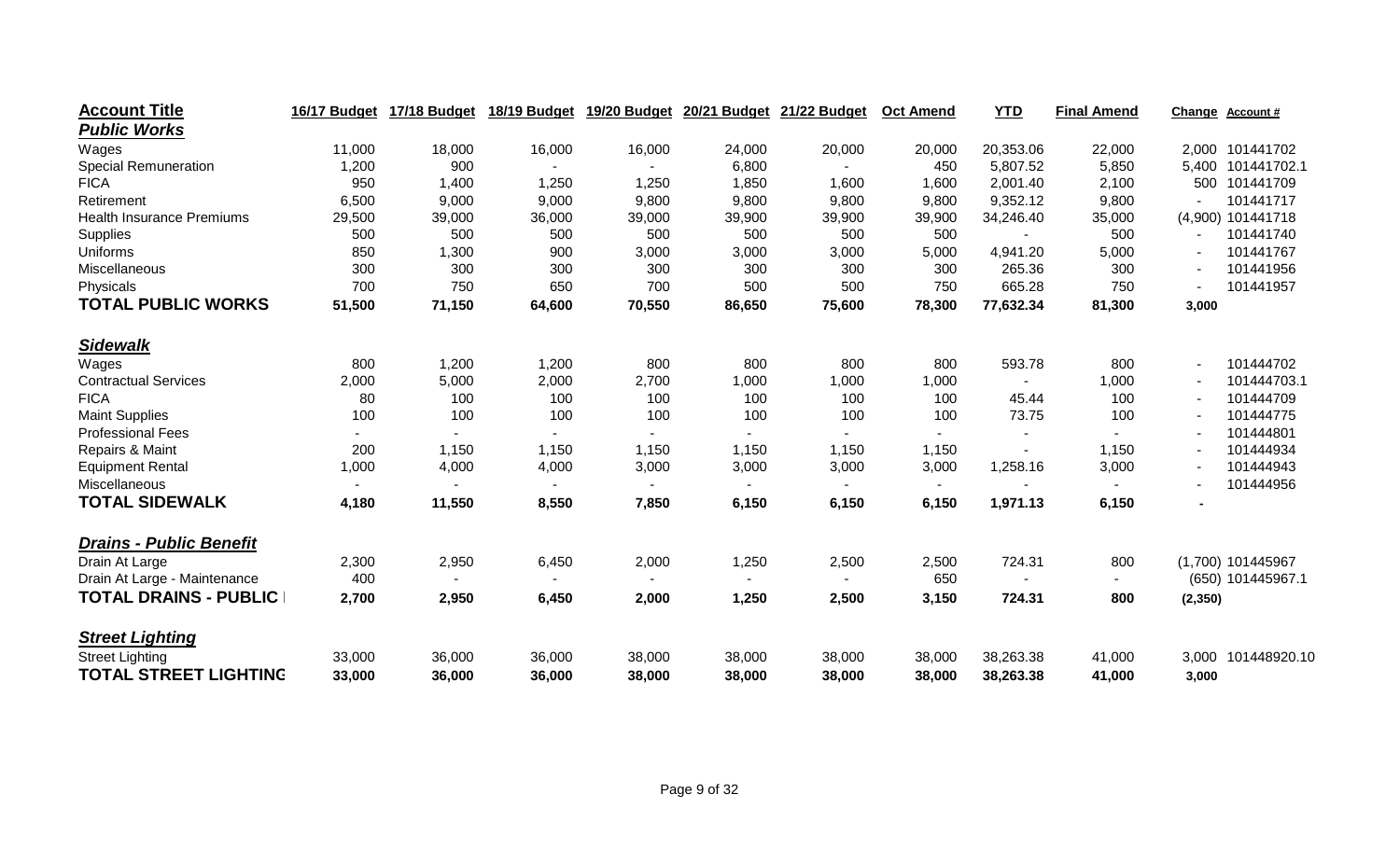| Account Title | 16/17 Budget | 17/18 Budget | 18/19 Budget | 19/20 Budget | 20/21 Budget | 21/22 Budget | Oct Amend | YTD | Final Amend | Change | Account # |
|---|---|---|---|---|---|---|---|---|---|---|---|
| ***Public Works*** | | | | | | | | | | | |
| Wages | 11,000 | 18,000 | 16,000 | 16,000 | 24,000 | 20,000 | 20,000 | 20,353.06 | 22,000 | 2,000 | 101441702 |
| Special Remuneration | 1,200 | 900 | - | - | 6,800 | - | 450 | 5,807.52 | 5,850 | 5,400 | 101441702.1 |
| FICA | 950 | 1,400 | 1,250 | 1,250 | 1,850 | 1,600 | 1,600 | 2,001.40 | 2,100 | 500 | 101441709 |
| Retirement | 6,500 | 9,000 | 9,000 | 9,800 | 9,800 | 9,800 | 9,800 | 9,352.12 | 9,800 | - | 101441717 |
| Health Insurance Premiums | 29,500 | 39,000 | 36,000 | 39,000 | 39,900 | 39,900 | 39,900 | 34,246.40 | 35,000 | (4,900) | 101441718 |
| Supplies | 500 | 500 | 500 | 500 | 500 | 500 | 500 | - | 500 | - | 101441740 |
| Uniforms | 850 | 1,300 | 900 | 3,000 | 3,000 | 3,000 | 5,000 | 4,941.20 | 5,000 | - | 101441767 |
| Miscellaneous | 300 | 300 | 300 | 300 | 300 | 300 | 300 | 265.36 | 300 | - | 101441956 |
| Physicals | 700 | 750 | 650 | 700 | 500 | 500 | 750 | 665.28 | 750 | - | 101441957 |
| **TOTAL PUBLIC WORKS** | **51,500** | **71,150** | **64,600** | **70,550** | **86,650** | **75,600** | **78,300** | **77,632.34** | **81,300** | **3,000** | |
| | | | | | | | | | | | |
| ***Sidewalk*** | | | | | | | | | | | |
| Wages | 800 | 1,200 | 1,200 | 800 | 800 | 800 | 800 | 593.78 | 800 | - | 101444702 |
| Contractual Services | 2,000 | 5,000 | 2,000 | 2,700 | 1,000 | 1,000 | 1,000 | - | 1,000 | - | 101444703.1 |
| FICA | 80 | 100 | 100 | 100 | 100 | 100 | 100 | 45.44 | 100 | - | 101444709 |
| Maint Supplies | 100 | 100 | 100 | 100 | 100 | 100 | 100 | 73.75 | 100 | - | 101444775 |
| Professional Fees | - | - | - | - | - | - | - | - | - | - | 101444801 |
| Repairs & Maint | 200 | 1,150 | 1,150 | 1,150 | 1,150 | 1,150 | 1,150 | - | 1,150 | - | 101444934 |
| Equipment Rental | 1,000 | 4,000 | 4,000 | 3,000 | 3,000 | 3,000 | 3,000 | 1,258.16 | 3,000 | - | 101444943 |
| Miscellaneous | - | - | - | - | - | - | - | - | - | - | 101444956 |
| **TOTAL SIDEWALK** | **4,180** | **11,550** | **8,550** | **7,850** | **6,150** | **6,150** | **6,150** | **1,971.13** | **6,150** | **-** | |
| | | | | | | | | | | | |
| ***Drains - Public Benefit*** | | | | | | | | | | | |
| Drain At Large | 2,300 | 2,950 | 6,450 | 2,000 | 1,250 | 2,500 | 2,500 | 724.31 | 800 | (1,700) | 101445967 |
| Drain At Large - Maintenance | 400 | - | - | - | - | - | 650 | - | - | (650) | 101445967.1 |
| **TOTAL DRAINS - PUBLIC** | **2,700** | **2,950** | **6,450** | **2,000** | **1,250** | **2,500** | **3,150** | **724.31** | **800** | **(2,350)** | |
| | | | | | | | | | | | |
| ***Street Lighting*** | | | | | | | | | | | |
| Street Lighting | 33,000 | 36,000 | 36,000 | 38,000 | 38,000 | 38,000 | 38,000 | 38,263.38 | 41,000 | 3,000 | 101448920.10 |
| **TOTAL STREET LIGHTING** | **33,000** | **36,000** | **36,000** | **38,000** | **38,000** | **38,000** | **38,000** | **38,263.38** | **41,000** | **3,000** | |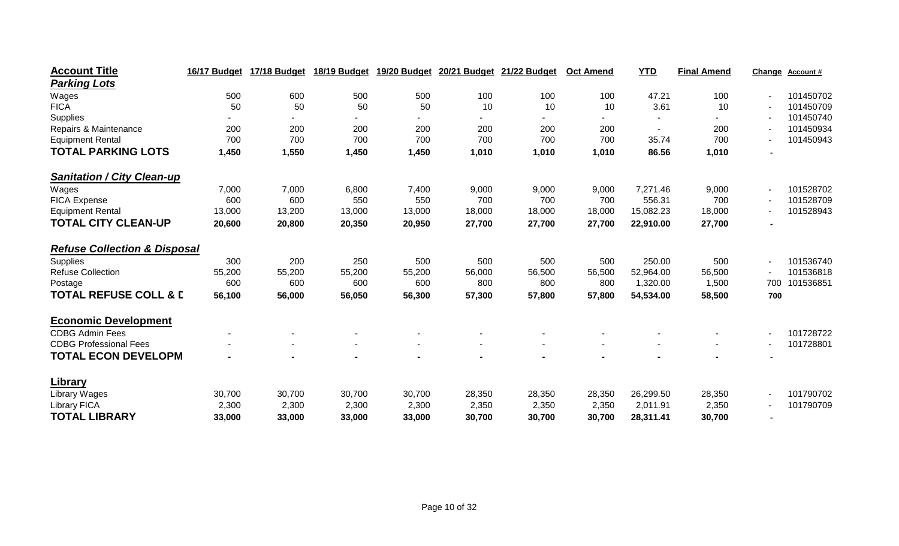| Account Title | 16/17 Budget | 17/18 Budget | 18/19 Budget | 19/20 Budget | 20/21 Budget | 21/22 Budget | Oct Amend | YTD | Final Amend | Change | Account # |
|---|---|---|---|---|---|---|---|---|---|---|---|
| ***Parking Lots*** | | | | | | | | | | | |
| Wages | 500 | 600 | 500 | 500 | 100 | 100 | 100 | 47.21 | 100 | - | 101450702 |
| FICA | 50 | 50 | 50 | 50 | 10 | 10 | 10 | 3.61 | 10 | - | 101450709 |
| Supplies | - | - | - | - | - | - | - | - | - | - | 101450740 |
| Repairs & Maintenance | 200 | 200 | 200 | 200 | 200 | 200 | 200 | - | 200 | - | 101450934 |
| Equipment Rental | 700 | 700 | 700 | 700 | 700 | 700 | 700 | 35.74 | 700 | - | 101450943 |
| **TOTAL PARKING LOTS** | **1,450** | **1,550** | **1,450** | **1,450** | **1,010** | **1,010** | **1,010** | **86.56** | **1,010** | **-** | |
| ***Sanitation / City Clean-up*** | | | | | | | | | | | |
| Wages | 7,000 | 7,000 | 6,800 | 7,400 | 9,000 | 9,000 | 9,000 | 7,271.46 | 9,000 | - | 101528702 |
| FICA Expense | 600 | 600 | 550 | 550 | 700 | 700 | 700 | 556.31 | 700 | - | 101528709 |
| Equipment Rental | 13,000 | 13,200 | 13,000 | 13,000 | 18,000 | 18,000 | 18,000 | 15,082.23 | 18,000 | - | 101528943 |
| **TOTAL CITY CLEAN-UP** | **20,600** | **20,800** | **20,350** | **20,950** | **27,700** | **27,700** | **27,700** | **22,910.00** | **27,700** | **-** | |
| ***Refuse Collection & Disposal*** | | | | | | | | | | | |
| Supplies | 300 | 200 | 250 | 500 | 500 | 500 | 500 | 250.00 | 500 | - | 101536740 |
| Refuse Collection | 55,200 | 55,200 | 55,200 | 55,200 | 56,000 | 56,500 | 56,500 | 52,964.00 | 56,500 | - | 101536818 |
| Postage | 600 | 600 | 600 | 600 | 800 | 800 | 800 | 1,320.00 | 1,500 | 700 | 101536851 |
| **TOTAL REFUSE COLL & D** | **56,100** | **56,000** | **56,050** | **56,300** | **57,300** | **57,800** | **57,800** | **54,534.00** | **58,500** | **700** | |
| **Economic Development** | | | | | | | | | | | |
| CDBG Admin Fees | - | - | - | - | - | - | - | - | - | - | 101728722 |
| CDBG Professional Fees | - | - | - | - | - | - | - | - | - | - | 101728801 |
| **TOTAL ECON DEVELOPM** | **-** | **-** | **-** | **-** | **-** | **-** | **-** | **-** | **-** | - | |
| **Library** | | | | | | | | | | | |
| Library Wages | 30,700 | 30,700 | 30,700 | 30,700 | 28,350 | 28,350 | 28,350 | 26,299.50 | 28,350 | - | 101790702 |
| Library FICA | 2,300 | 2,300 | 2,300 | 2,300 | 2,350 | 2,350 | 2,350 | 2,011.91 | 2,350 | - | 101790709 |
| **TOTAL LIBRARY** | **33,000** | **33,000** | **33,000** | **33,000** | **30,700** | **30,700** | **30,700** | **28,311.41** | **30,700** | **-** | |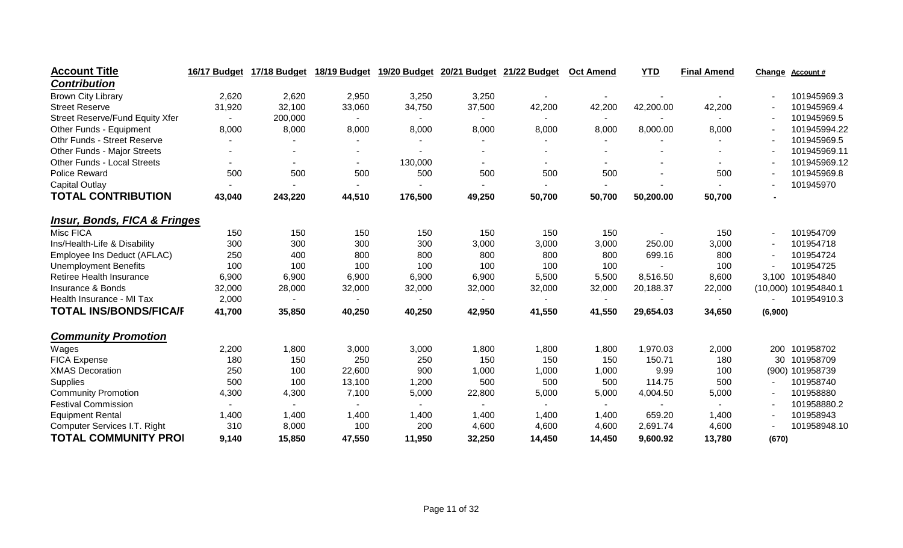| Account Title | 16/17 Budget | 17/18 Budget | 18/19 Budget | 19/20 Budget | 20/21 Budget | 21/22 Budget | Oct Amend | YTD | Final Amend | Change | Account # |
|---|---|---|---|---|---|---|---|---|---|---|---|
| ***Contribution*** | | | | | | | | | | | |
| Brown City Library | 2,620 | 2,620 | 2,950 | 3,250 | 3,250 | - | - | - | - | - | 101945969.3 |
| Street Reserve | 31,920 | 32,100 | 33,060 | 34,750 | 37,500 | 42,200 | 42,200 | 42,200.00 | 42,200 | - | 101945969.4 |
| Street Reserve/Fund Equity Xfer | - | 200,000 | - | - | - | - | - | - | - | - | 101945969.5 |
| Other Funds - Equipment | 8,000 | 8,000 | 8,000 | 8,000 | 8,000 | 8,000 | 8,000 | 8,000.00 | 8,000 | - | 101945994.22 |
| Othr Funds - Street Reserve | - | - | - | - | - | - | - | - | - | - | 101945969.5 |
| Other Funds - Major Streets | - | - | - | - | - | - | - | - | - | - | 101945969.11 |
| Other Funds - Local Streets | - | - | - | 130,000 | - | - | - | - | - | - | 101945969.12 |
| Police Reward | 500 | 500 | 500 | 500 | 500 | 500 | 500 | - | 500 | - | 101945969.8 |
| Capital Outlay | - | - | - | - | - | - | - | - | - | - | 101945970 |
| **TOTAL CONTRIBUTION** | **43,040** | **243,220** | **44,510** | **176,500** | **49,250** | **50,700** | **50,700** | **50,200.00** | **50,700** | **-** | |
| ***Insur, Bonds, FICA & Fringes*** | | | | | | | | | | | |
| Misc FICA | 150 | 150 | 150 | 150 | 150 | 150 | 150 | - | 150 | - | 101954709 |
| Ins/Health-Life & Disability | 300 | 300 | 300 | 300 | 3,000 | 3,000 | 3,000 | 250.00 | 3,000 | - | 101954718 |
| Employee Ins Deduct (AFLAC) | 250 | 400 | 800 | 800 | 800 | 800 | 800 | 699.16 | 800 | - | 101954724 |
| Unemployment Benefits | 100 | 100 | 100 | 100 | 100 | 100 | 100 | - | 100 | - | 101954725 |
| Retiree Health Insurance | 6,900 | 6,900 | 6,900 | 6,900 | 6,900 | 5,500 | 5,500 | 8,516.50 | 8,600 | 3,100 | 101954840 |
| Insurance & Bonds | 32,000 | 28,000 | 32,000 | 32,000 | 32,000 | 32,000 | 32,000 | 20,188.37 | 22,000 | (10,000) | 101954840.1 |
| Health Insurance - MI Tax | 2,000 | - | - | - | - | - | - | - | - | - | 101954910.3 |
| **TOTAL INS/BONDS/FICA/F** | **41,700** | **35,850** | **40,250** | **40,250** | **42,950** | **41,550** | **41,550** | **29,654.03** | **34,650** | **(6,900)** | |
| ***Community Promotion*** | | | | | | | | | | | |
| Wages | 2,200 | 1,800 | 3,000 | 3,000 | 1,800 | 1,800 | 1,800 | 1,970.03 | 2,000 | 200 | 101958702 |
| FICA Expense | 180 | 150 | 250 | 250 | 150 | 150 | 150 | 150.71 | 180 | 30 | 101958709 |
| XMAS Decoration | 250 | 100 | 22,600 | 900 | 1,000 | 1,000 | 1,000 | 9.99 | 100 | (900) | 101958739 |
| Supplies | 500 | 100 | 13,100 | 1,200 | 500 | 500 | 500 | 114.75 | 500 | - | 101958740 |
| Community Promotion | 4,300 | 4,300 | 7,100 | 5,000 | 22,800 | 5,000 | 5,000 | 4,004.50 | 5,000 | - | 101958880 |
| Festival Commission | - | - | - | - | - | - | - | - | - | - | 101958880.2 |
| Equipment Rental | 1,400 | 1,400 | 1,400 | 1,400 | 1,400 | 1,400 | 1,400 | 659.20 | 1,400 | - | 101958943 |
| Computer Services I.T. Right | 310 | 8,000 | 100 | 200 | 4,600 | 4,600 | 4,600 | 2,691.74 | 4,600 | - | 101958948.10 |
| **TOTAL COMMUNITY PROI** | **9,140** | **15,850** | **47,550** | **11,950** | **32,250** | **14,450** | **14,450** | **9,600.92** | **13,780** | **(670)** | |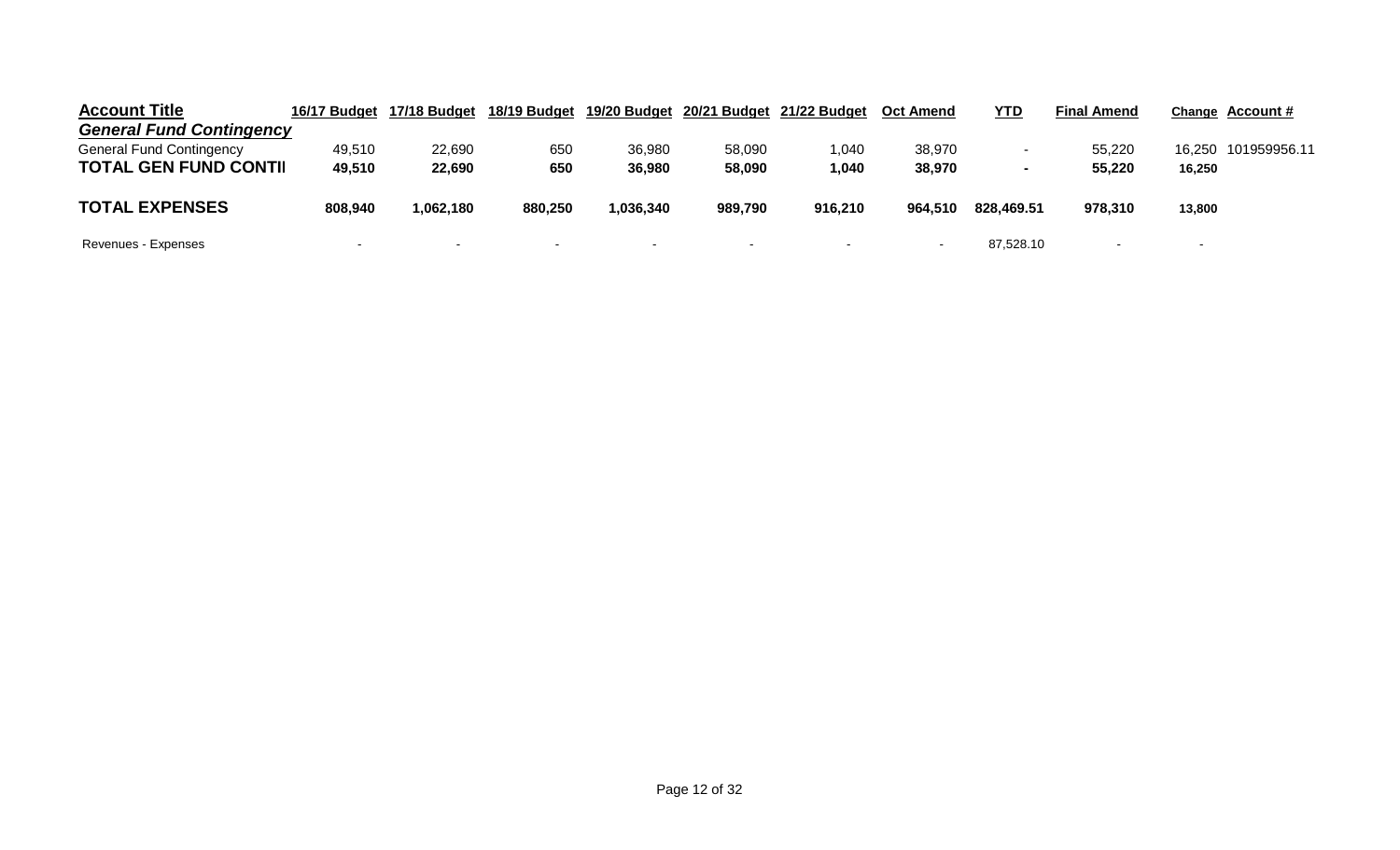| Account Title | 16/17 Budget | 17/18 Budget | 18/19 Budget | 19/20 Budget | 20/21 Budget | 21/22 Budget | Oct Amend | YTD | Final Amend | Change | Account # |
|---|---|---|---|---|---|---|---|---|---|---|---|
| ***General Fund Contingency*** | | | | | | | | | | | |
| General Fund Contingency | 49,510 | 22,690 | 650 | 36,980 | 58,090 | 1,040 | 38,970 | - | 55,220 | 16,250 | 101959956.11 |
| **TOTAL GEN FUND CONTI** | **49,510** | **22,690** | **650** | **36,980** | **58,090** | **1,040** | **38,970** | **-** | **55,220** | **16,250** | |
| **TOTAL EXPENSES** | **808,940** | **1,062,180** | **880,250** | **1,036,340** | **989,790** | **916,210** | **964,510** | **828,469.51** | **978,310** | **13,800** | |
| Revenues - Expenses | - | - | - | - | - | - | - | 87,528.10 | - | - | |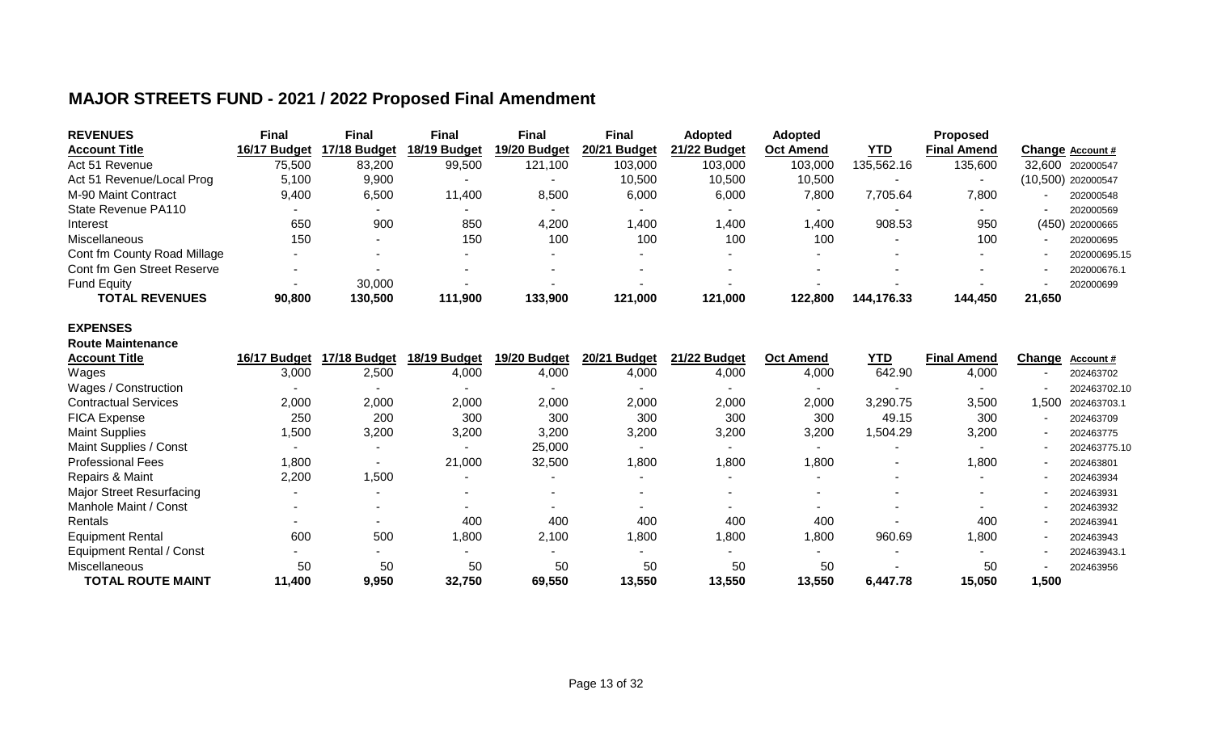# MAJOR STREETS FUND - 2021 / 2022 Proposed Final Amendment

| REVENUES | Final | Final | Final | Final | Final | Adopted | Adopted | | Proposed | | |
|---|---|---|---|---|---|---|---|---|---|---|---|
| Account Title | 16/17 Budget | 17/18 Budget | 18/19 Budget | 19/20 Budget | 20/21 Budget | 21/22 Budget | Oct Amend | YTD | Final Amend | Change | Account # |
| Act 51 Revenue | 75,500 | 83,200 | 99,500 | 121,100 | 103,000 | 103,000 | 103,000 | 135,562.16 | 135,600 | 32,600 | 202000547 |
| Act 51 Revenue/Local Prog | 5,100 | 9,900 | - | - | 10,500 | 10,500 | 10,500 | - | - | (10,500) | 202000547 |
| M-90 Maint Contract | 9,400 | 6,500 | 11,400 | 8,500 | 6,000 | 6,000 | 7,800 | 7,705.64 | 7,800 | - | 202000548 |
| State Revenue PA110 | - | - | - | - | - | - | - | - | - | - | 202000569 |
| Interest | 650 | 900 | 850 | 4,200 | 1,400 | 1,400 | 1,400 | 908.53 | 950 | (450) | 202000665 |
| Miscellaneous | 150 | - | 150 | 100 | 100 | 100 | 100 | - | 100 | - | 202000695 |
| Cont fm County Road Millage | - | - | - | - | - | - | - | - | - | - | 202000695.15 |
| Cont fm Gen Street Reserve | - | - | - | - | - | - | - | - | - | - | 202000676.1 |
| Fund Equity | - | 30,000 | - | - | - | - | - | - | - | - | 202000699 |
| **TOTAL REVENUES** | **90,800** | **130,500** | **111,900** | **133,900** | **121,000** | **121,000** | **122,800** | **144,176.33** | **144,450** | **21,650** | |

**EXPENSES**

**Route Maintenance**

| Account Title | 16/17 Budget | 17/18 Budget | 18/19 Budget | 19/20 Budget | 20/21 Budget | 21/22 Budget | Oct Amend | YTD | Final Amend | Change | Account # |
|---|---|---|---|---|---|---|---|---|---|---|---|
| Wages | 3,000 | 2,500 | 4,000 | 4,000 | 4,000 | 4,000 | 4,000 | 642.90 | 4,000 | - | 202463702 |
| Wages / Construction | - | - | - | - | - | - | - | - | - | - | 202463702.10 |
| Contractual Services | 2,000 | 2,000 | 2,000 | 2,000 | 2,000 | 2,000 | 2,000 | 3,290.75 | 3,500 | 1,500 | 202463703.1 |
| FICA Expense | 250 | 200 | 300 | 300 | 300 | 300 | 300 | 49.15 | 300 | - | 202463709 |
| Maint Supplies | 1,500 | 3,200 | 3,200 | 3,200 | 3,200 | 3,200 | 3,200 | 1,504.29 | 3,200 | - | 202463775 |
| Maint Supplies / Const | - | - | - | 25,000 | - | - | - | - | - | - | 202463775.10 |
| Professional Fees | 1,800 | - | 21,000 | 32,500 | 1,800 | 1,800 | 1,800 | - | 1,800 | - | 202463801 |
| Repairs & Maint | 2,200 | 1,500 | - | - | - | - | - | - | - | - | 202463934 |
| Major Street Resurfacing | - | - | - | - | - | - | - | - | - | - | 202463931 |
| Manhole Maint / Const | - | - | - | - | - | - | - | - | - | - | 202463932 |
| Rentals | - | - | 400 | 400 | 400 | 400 | 400 | - | 400 | - | 202463941 |
| Equipment Rental | 600 | 500 | 1,800 | 2,100 | 1,800 | 1,800 | 1,800 | 960.69 | 1,800 | - | 202463943 |
| Equipment Rental / Const | - | - | - | - | - | - | - | - | - | - | 202463943.1 |
| Miscellaneous | 50 | 50 | 50 | 50 | 50 | 50 | 50 | - | 50 | - | 202463956 |
| **TOTAL ROUTE MAINT** | **11,400** | **9,950** | **32,750** | **69,550** | **13,550** | **13,550** | **13,550** | **6,447.78** | **15,050** | **1,500** | |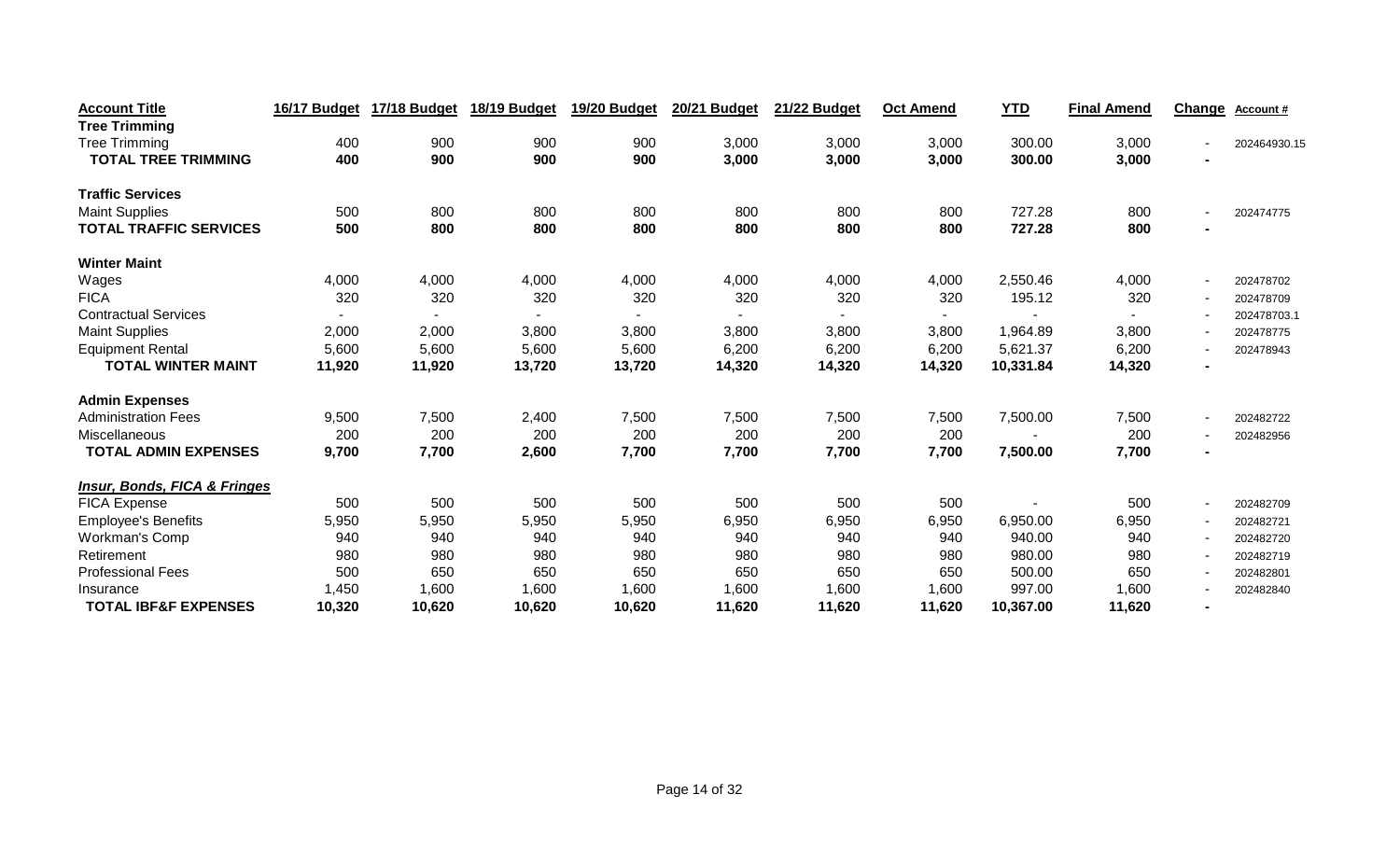| Account Title | 16/17 Budget | 17/18 Budget | 18/19 Budget | 19/20 Budget | 20/21 Budget | 21/22 Budget | Oct Amend | YTD | Final Amend | Change | Account # |
|---|---|---|---|---|---|---|---|---|---|---|---|
| **Tree Trimming** | | | | | | | | | | | |
| Tree Trimming | 400 | 900 | 900 | 900 | 3,000 | 3,000 | 3,000 | 300.00 | 3,000 | - | 202464930.15 |
| **TOTAL TREE TRIMMING** | **400** | **900** | **900** | **900** | **3,000** | **3,000** | **3,000** | **300.00** | **3,000** | **-** | |
| **Traffic Services** | | | | | | | | | | | |
| Maint Supplies | 500 | 800 | 800 | 800 | 800 | 800 | 800 | 727.28 | 800 | - | 202474775 |
| **TOTAL TRAFFIC SERVICES** | **500** | **800** | **800** | **800** | **800** | **800** | **800** | **727.28** | **800** | **-** | |
| **Winter Maint** | | | | | | | | | | | |
| Wages | 4,000 | 4,000 | 4,000 | 4,000 | 4,000 | 4,000 | 4,000 | 2,550.46 | 4,000 | - | 202478702 |
| FICA | 320 | 320 | 320 | 320 | 320 | 320 | 320 | 195.12 | 320 | - | 202478709 |
| Contractual Services | - | - | - | - | - | - | - | - | - | - | 202478703.1 |
| Maint Supplies | 2,000 | 2,000 | 3,800 | 3,800 | 3,800 | 3,800 | 3,800 | 1,964.89 | 3,800 | - | 202478775 |
| Equipment Rental | 5,600 | 5,600 | 5,600 | 5,600 | 6,200 | 6,200 | 6,200 | 5,621.37 | 6,200 | - | 202478943 |
| **TOTAL WINTER MAINT** | **11,920** | **11,920** | **13,720** | **13,720** | **14,320** | **14,320** | **14,320** | **10,331.84** | **14,320** | **-** | |
| **Admin Expenses** | | | | | | | | | | | |
| Administration Fees | 9,500 | 7,500 | 2,400 | 7,500 | 7,500 | 7,500 | 7,500 | 7,500.00 | 7,500 | - | 202482722 |
| Miscellaneous | 200 | 200 | 200 | 200 | 200 | 200 | 200 | - | 200 | - | 202482956 |
| **TOTAL ADMIN EXPENSES** | **9,700** | **7,700** | **2,600** | **7,700** | **7,700** | **7,700** | **7,700** | **7,500.00** | **7,700** | **-** | |
| ***Insur, Bonds, FICA & Fringes*** | | | | | | | | | | | |
| FICA Expense | 500 | 500 | 500 | 500 | 500 | 500 | 500 | - | 500 | - | 202482709 |
| Employee's Benefits | 5,950 | 5,950 | 5,950 | 5,950 | 6,950 | 6,950 | 6,950 | 6,950.00 | 6,950 | - | 202482721 |
| Workman's Comp | 940 | 940 | 940 | 940 | 940 | 940 | 940 | 940.00 | 940 | - | 202482720 |
| Retirement | 980 | 980 | 980 | 980 | 980 | 980 | 980 | 980.00 | 980 | - | 202482719 |
| Professional Fees | 500 | 650 | 650 | 650 | 650 | 650 | 650 | 500.00 | 650 | - | 202482801 |
| Insurance | 1,450 | 1,600 | 1,600 | 1,600 | 1,600 | 1,600 | 1,600 | 997.00 | 1,600 | - | 202482840 |
| **TOTAL IBF&F EXPENSES** | **10,320** | **10,620** | **10,620** | **10,620** | **11,620** | **11,620** | **11,620** | **10,367.00** | **11,620** | **-** | |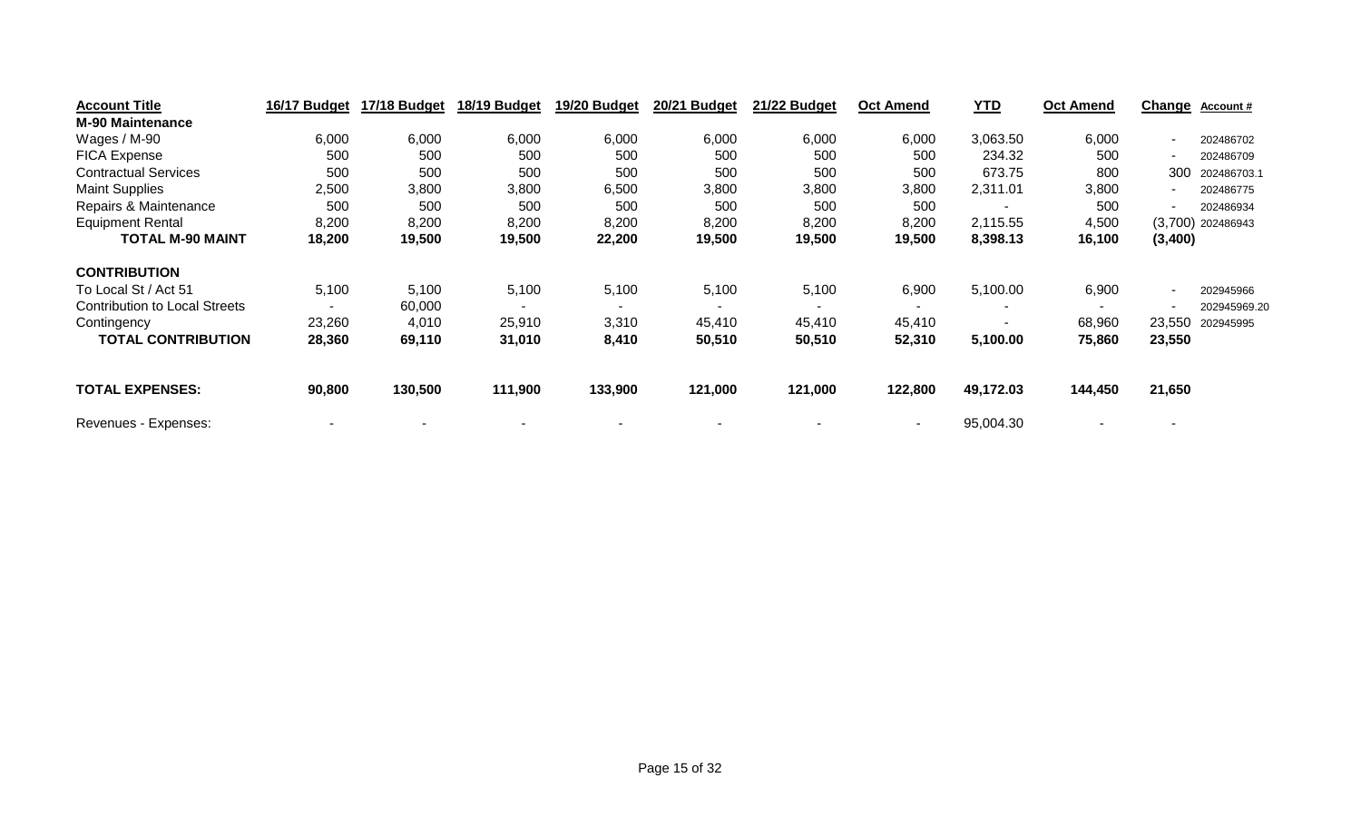| Account Title | 16/17 Budget | 17/18 Budget | 18/19 Budget | 19/20 Budget | 20/21 Budget | 21/22 Budget | Oct Amend | YTD | Oct Amend | Change | Account # |
|---|---|---|---|---|---|---|---|---|---|---|---|
| **M-90 Maintenance** | | | | | | | | | | | |
| Wages / M-90 | 6,000 | 6,000 | 6,000 | 6,000 | 6,000 | 6,000 | 6,000 | 3,063.50 | 6,000 | - | 202486702 |
| FICA Expense | 500 | 500 | 500 | 500 | 500 | 500 | 500 | 234.32 | 500 | - | 202486709 |
| Contractual Services | 500 | 500 | 500 | 500 | 500 | 500 | 500 | 673.75 | 800 | 300 | 202486703.1 |
| Maint Supplies | 2,500 | 3,800 | 3,800 | 6,500 | 3,800 | 3,800 | 3,800 | 2,311.01 | 3,800 | - | 202486775 |
| Repairs & Maintenance | 500 | 500 | 500 | 500 | 500 | 500 | 500 | - | 500 | - | 202486934 |
| Equipment Rental | 8,200 | 8,200 | 8,200 | 8,200 | 8,200 | 8,200 | 8,200 | 2,115.55 | 4,500 | (3,700) | 202486943 |
| **TOTAL M-90 MAINT** | **18,200** | **19,500** | **19,500** | **22,200** | **19,500** | **19,500** | **19,500** | **8,398.13** | **16,100** | **(3,400)** | |
| | | | | | | | | | | | |
| **CONTRIBUTION** | | | | | | | | | | | |
| To Local St / Act 51 | 5,100 | 5,100 | 5,100 | 5,100 | 5,100 | 5,100 | 6,900 | 5,100.00 | 6,900 | - | 202945966 |
| Contribution to Local Streets | - | 60,000 | - | - | - | - | - | - | - | - | 202945969.20 |
| Contingency | 23,260 | 4,010 | 25,910 | 3,310 | 45,410 | 45,410 | 45,410 | - | 68,960 | 23,550 | 202945995 |
| **TOTAL CONTRIBUTION** | **28,360** | **69,110** | **31,010** | **8,410** | **50,510** | **50,510** | **52,310** | **5,100.00** | **75,860** | **23,550** | |
| | | | | | | | | | | | |
| **TOTAL EXPENSES:** | **90,800** | **130,500** | **111,900** | **133,900** | **121,000** | **121,000** | **122,800** | **49,172.03** | **144,450** | **21,650** | |
| | | | | | | | | | | | |
| Revenues - Expenses: | - | - | - | - | - | - | - | 95,004.30 | - | - | |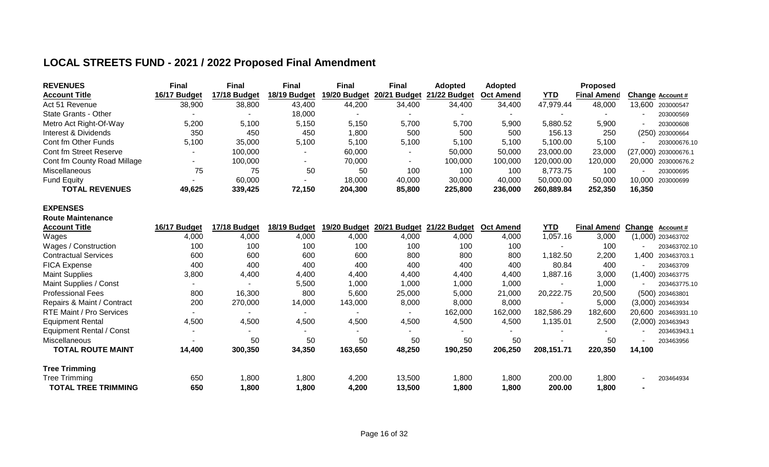## LOCAL STREETS FUND - 2021 / 2022 Proposed Final Amendment

| REVENUES | Final | Final | Final | Final | Final | Adopted | Adopted | | Proposed | | |
|---|---|---|---|---|---|---|---|---|---|---|---|
| **Account Title** | **16/17 Budget** | **17/18 Budget** | **18/19 Budget** | **19/20 Budget** | **20/21 Budget** | **21/22 Budget** | **Oct Amend** | **YTD** | **Final Amend** | **Change** | **Account #** |
| Act 51 Revenue | 38,900 | 38,800 | 43,400 | 44,200 | 34,400 | 34,400 | 34,400 | 47,979.44 | 48,000 | 13,600 | 203000547 |
| State Grants - Other | - | - | 18,000 | - | - | - | - | - | - | - | 203000569 |
| Metro Act Right-Of-Way | 5,200 | 5,100 | 5,150 | 5,150 | 5,700 | 5,700 | 5,900 | 5,880.52 | 5,900 | - | 203000608 |
| Interest & Dividends | 350 | 450 | 450 | 1,800 | 500 | 500 | 500 | 156.13 | 250 | (250) | 203000664 |
| Cont fm Other Funds | 5,100 | 35,000 | 5,100 | 5,100 | 5,100 | 5,100 | 5,100 | 5,100.00 | 5,100 | - | 203000676.10 |
| Cont fm Street Reserve | - | 100,000 | - | 60,000 | - | 50,000 | 50,000 | 23,000.00 | 23,000 | (27,000) | 203000676.1 |
| Cont fm County Road Millage | - | 100,000 | - | 70,000 | - | 100,000 | 100,000 | 120,000.00 | 120,000 | 20,000 | 203000676.2 |
| Miscellaneous | 75 | 75 | 50 | 50 | 100 | 100 | 100 | 8,773.75 | 100 | - | 203000695 |
| Fund Equity | - | 60,000 | - | 18,000 | 40,000 | 30,000 | 40,000 | 50,000.00 | 50,000 | 10,000 | 203000699 |
| **TOTAL REVENUES** | **49,625** | **339,425** | **72,150** | **204,300** | **85,800** | **225,800** | **236,000** | **260,889.84** | **252,350** | **16,350** | |

**EXPENSES**

**Route Maintenance**

| Account Title | 16/17 Budget | 17/18 Budget | 18/19 Budget | 19/20 Budget | 20/21 Budget | 21/22 Budget | Oct Amend | YTD | Final Amend | Change | Account # |
|---|---|---|---|---|---|---|---|---|---|---|---|
| Wages | 4,000 | 4,000 | 4,000 | 4,000 | 4,000 | 4,000 | 4,000 | 1,057.16 | 3,000 | (1,000) | 203463702 |
| Wages / Construction | 100 | 100 | 100 | 100 | 100 | 100 | 100 | - | 100 | - | 203463702.10 |
| Contractual Services | 600 | 600 | 600 | 600 | 800 | 800 | 800 | 1,182.50 | 2,200 | 1,400 | 203463703.1 |
| FICA Expense | 400 | 400 | 400 | 400 | 400 | 400 | 400 | 80.84 | 400 | - | 203463709 |
| Maint Supplies | 3,800 | 4,400 | 4,400 | 4,400 | 4,400 | 4,400 | 4,400 | 1,887.16 | 3,000 | (1,400) | 203463775 |
| Maint Supplies / Const | - | - | 5,500 | 1,000 | 1,000 | 1,000 | 1,000 | - | 1,000 | - | 203463775.10 |
| Professional Fees | 800 | 16,300 | 800 | 5,600 | 25,000 | 5,000 | 21,000 | 20,222.75 | 20,500 | (500) | 203463801 |
| Repairs & Maint / Contract | 200 | 270,000 | 14,000 | 143,000 | 8,000 | 8,000 | 8,000 | - | 5,000 | (3,000) | 203463934 |
| RTE Maint / Pro Services | - | - | - | - | - | 162,000 | 162,000 | 182,586.29 | 182,600 | 20,600 | 203463931.10 |
| Equipment Rental | 4,500 | 4,500 | 4,500 | 4,500 | 4,500 | 4,500 | 4,500 | 1,135.01 | 2,500 | (2,000) | 203463943 |
| Equipment Rental / Const | - | - | - | - | - | - | - | - | - | - | 203463943.1 |
| Miscellaneous | - | 50 | 50 | 50 | 50 | 50 | 50 | - | 50 | - | 203463956 |
| **TOTAL ROUTE MAINT** | **14,400** | **300,350** | **34,350** | **163,650** | **48,250** | **190,250** | **206,250** | **208,151.71** | **220,350** | **14,100** | |

**Tree Trimming**

| Account Title | 16/17 Budget | 17/18 Budget | 18/19 Budget | 19/20 Budget | 20/21 Budget | 21/22 Budget | Oct Amend | YTD | Final Amend | Change | Account # |
|---|---|---|---|---|---|---|---|---|---|---|---|
| Tree Trimming | 650 | 1,800 | 1,800 | 4,200 | 13,500 | 1,800 | 1,800 | 200.00 | 1,800 | - | 203464934 |
| **TOTAL TREE TRIMMING** | **650** | **1,800** | **1,800** | **4,200** | **13,500** | **1,800** | **1,800** | **200.00** | **1,800** | **-** | |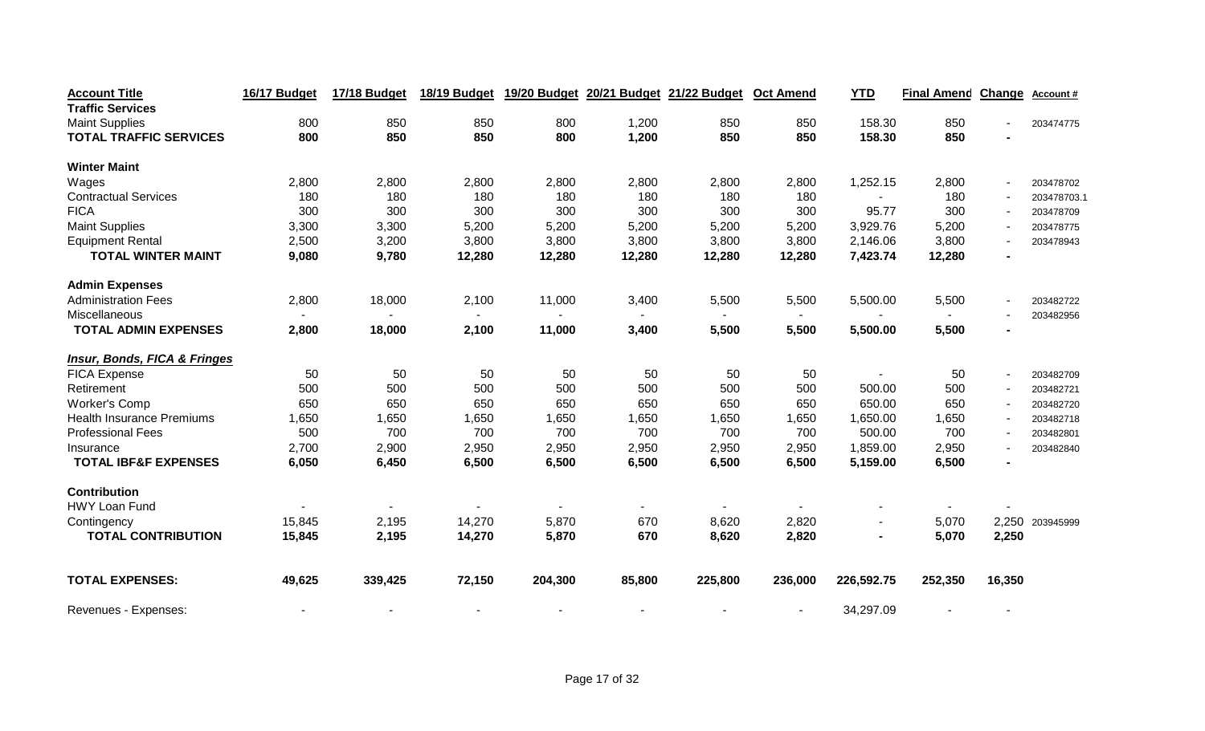| Account Title | 16/17 Budget | 17/18 Budget | 18/19 Budget | 19/20 Budget | 20/21 Budget | 21/22 Budget | Oct Amend | YTD | Final Amend | Change | Account # |
|---|---|---|---|---|---|---|---|---|---|---|---|
| **Traffic Services** | | | | | | | | | | | |
| Maint Supplies | 800 | 850 | 850 | 800 | 1,200 | 850 | 850 | 158.30 | 850 | - | 203474775 |
| **TOTAL TRAFFIC SERVICES** | **800** | **850** | **850** | **800** | **1,200** | **850** | **850** | **158.30** | **850** | **-** | |
| **Winter Maint** | | | | | | | | | | | |
| Wages | 2,800 | 2,800 | 2,800 | 2,800 | 2,800 | 2,800 | 2,800 | 1,252.15 | 2,800 | - | 203478702 |
| Contractual Services | 180 | 180 | 180 | 180 | 180 | 180 | 180 | - | 180 | - | 203478703.1 |
| FICA | 300 | 300 | 300 | 300 | 300 | 300 | 300 | 95.77 | 300 | - | 203478709 |
| Maint Supplies | 3,300 | 3,300 | 5,200 | 5,200 | 5,200 | 5,200 | 5,200 | 3,929.76 | 5,200 | - | 203478775 |
| Equipment Rental | 2,500 | 3,200 | 3,800 | 3,800 | 3,800 | 3,800 | 3,800 | 2,146.06 | 3,800 | - | 203478943 |
| **TOTAL WINTER MAINT** | **9,080** | **9,780** | **12,280** | **12,280** | **12,280** | **12,280** | **12,280** | **7,423.74** | **12,280** | **-** | |
| **Admin Expenses** | | | | | | | | | | | |
| Administration Fees | 2,800 | 18,000 | 2,100 | 11,000 | 3,400 | 5,500 | 5,500 | 5,500.00 | 5,500 | - | 203482722 |
| Miscellaneous | - | - | - | - | - | - | - | - | - | - | 203482956 |
| **TOTAL ADMIN EXPENSES** | **2,800** | **18,000** | **2,100** | **11,000** | **3,400** | **5,500** | **5,500** | **5,500.00** | **5,500** | **-** | |
| ***Insur, Bonds, FICA & Fringes*** | | | | | | | | | | | |
| FICA Expense | 50 | 50 | 50 | 50 | 50 | 50 | 50 | - | 50 | - | 203482709 |
| Retirement | 500 | 500 | 500 | 500 | 500 | 500 | 500 | 500.00 | 500 | - | 203482721 |
| Worker's Comp | 650 | 650 | 650 | 650 | 650 | 650 | 650 | 650.00 | 650 | - | 203482720 |
| Health Insurance Premiums | 1,650 | 1,650 | 1,650 | 1,650 | 1,650 | 1,650 | 1,650 | 1,650.00 | 1,650 | - | 203482718 |
| Professional Fees | 500 | 700 | 700 | 700 | 700 | 700 | 700 | 500.00 | 700 | - | 203482801 |
| Insurance | 2,700 | 2,900 | 2,950 | 2,950 | 2,950 | 2,950 | 2,950 | 1,859.00 | 2,950 | - | 203482840 |
| **TOTAL IBF&F EXPENSES** | **6,050** | **6,450** | **6,500** | **6,500** | **6,500** | **6,500** | **6,500** | **5,159.00** | **6,500** | **-** | |
| **Contribution** | | | | | | | | | | | |
| HWY Loan Fund | - | - | - | - | - | - | - | - | - | - | |
| Contingency | 15,845 | 2,195 | 14,270 | 5,870 | 670 | 8,620 | 2,820 | - | 5,070 | 2,250 | 203945999 |
| **TOTAL CONTRIBUTION** | **15,845** | **2,195** | **14,270** | **5,870** | **670** | **8,620** | **2,820** | **-** | **5,070** | **2,250** | |
| **TOTAL EXPENSES:** | **49,625** | **339,425** | **72,150** | **204,300** | **85,800** | **225,800** | **236,000** | **226,592.75** | **252,350** | **16,350** | |
| Revenues - Expenses: | - | - | - | - | - | - | - | 34,297.09 | - | - | |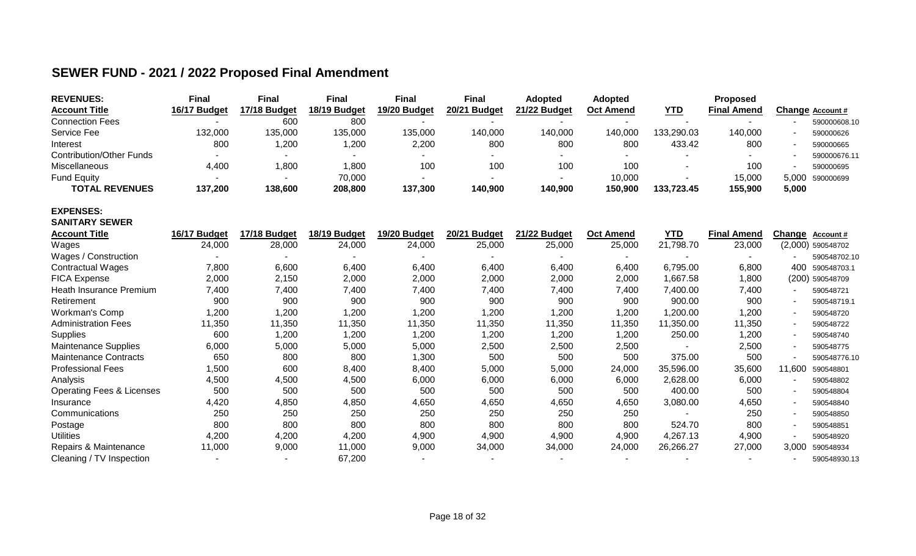# SEWER FUND - 2021 / 2022 Proposed Final Amendment

| REVENUES: Account Title | Final 16/17 Budget | Final 17/18 Budget | Final 18/19 Budget | Final 19/20 Budget | Final 20/21 Budget | Adopted 21/22 Budget | Adopted Oct Amend | YTD | Proposed Final Amend | Change | Account # |
|---|---|---|---|---|---|---|---|---|---|---|---|
| Connection Fees | - | 600 | 800 | - | - | - | - | - | - | - | 590000608.10 |
| Service Fee | 132,000 | 135,000 | 135,000 | 135,000 | 140,000 | 140,000 | 140,000 | 133,290.03 | 140,000 | - | 590000626 |
| Interest | 800 | 1,200 | 1,200 | 2,200 | 800 | 800 | 800 | 433.42 | 800 | - | 590000665 |
| Contribution/Other Funds | - | - | - | - | - | - | - | - | - | - | 590000676.11 |
| Miscellaneous | 4,400 | 1,800 | 1,800 | 100 | 100 | 100 | 100 | - | 100 | - | 590000695 |
| Fund Equity | - | - | 70,000 | - | - | - | 10,000 | - | 15,000 | 5,000 | 590000699 |
| **TOTAL REVENUES** | **137,200** | **138,600** | **208,800** | **137,300** | **140,900** | **140,900** | **150,900** | **133,723.45** | **155,900** | **5,000** | |

**EXPENSES:**
**SANITARY SEWER**

| Account Title | 16/17 Budget | 17/18 Budget | 18/19 Budget | 19/20 Budget | 20/21 Budget | 21/22 Budget | Oct Amend | YTD | Final Amend | Change | Account # |
|---|---|---|---|---|---|---|---|---|---|---|---|
| Wages | 24,000 | 28,000 | 24,000 | 24,000 | 25,000 | 25,000 | 25,000 | 21,798.70 | 23,000 | (2,000) | 590548702 |
| Wages / Construction | - | - | - | - | - | - | - | - | - | - | 590548702.10 |
| Contractual Wages | 7,800 | 6,600 | 6,400 | 6,400 | 6,400 | 6,400 | 6,400 | 6,795.00 | 6,800 | 400 | 590548703.1 |
| FICA Expense | 2,000 | 2,150 | 2,000 | 2,000 | 2,000 | 2,000 | 2,000 | 1,667.58 | 1,800 | (200) | 590548709 |
| Heath Insurance Premium | 7,400 | 7,400 | 7,400 | 7,400 | 7,400 | 7,400 | 7,400 | 7,400.00 | 7,400 | - | 590548721 |
| Retirement | 900 | 900 | 900 | 900 | 900 | 900 | 900 | 900.00 | 900 | - | 590548719.1 |
| Workman's Comp | 1,200 | 1,200 | 1,200 | 1,200 | 1,200 | 1,200 | 1,200 | 1,200.00 | 1,200 | - | 590548720 |
| Administration Fees | 11,350 | 11,350 | 11,350 | 11,350 | 11,350 | 11,350 | 11,350 | 11,350.00 | 11,350 | - | 590548722 |
| Supplies | 600 | 1,200 | 1,200 | 1,200 | 1,200 | 1,200 | 1,200 | 250.00 | 1,200 | - | 590548740 |
| Maintenance Supplies | 6,000 | 5,000 | 5,000 | 5,000 | 2,500 | 2,500 | 2,500 | - | 2,500 | - | 590548775 |
| Maintenance Contracts | 650 | 800 | 800 | 1,300 | 500 | 500 | 500 | 375.00 | 500 | - | 590548776.10 |
| Professional Fees | 1,500 | 600 | 8,400 | 8,400 | 5,000 | 5,000 | 24,000 | 35,596.00 | 35,600 | 11,600 | 590548801 |
| Analysis | 4,500 | 4,500 | 4,500 | 6,000 | 6,000 | 6,000 | 6,000 | 2,628.00 | 6,000 | - | 590548802 |
| Operating Fees & Licenses | 500 | 500 | 500 | 500 | 500 | 500 | 500 | 400.00 | 500 | - | 590548804 |
| Insurance | 4,420 | 4,850 | 4,850 | 4,650 | 4,650 | 4,650 | 4,650 | 3,080.00 | 4,650 | - | 590548840 |
| Communications | 250 | 250 | 250 | 250 | 250 | 250 | 250 | - | 250 | - | 590548850 |
| Postage | 800 | 800 | 800 | 800 | 800 | 800 | 800 | 524.70 | 800 | - | 590548851 |
| Utilities | 4,200 | 4,200 | 4,200 | 4,900 | 4,900 | 4,900 | 4,900 | 4,267.13 | 4,900 | - | 590548920 |
| Repairs & Maintenance | 11,000 | 9,000 | 11,000 | 9,000 | 34,000 | 34,000 | 24,000 | 26,266.27 | 27,000 | 3,000 | 590548934 |
| Cleaning / TV Inspection | - | - | 67,200 | - | - | - | - | - | - | - | 590548930.13 |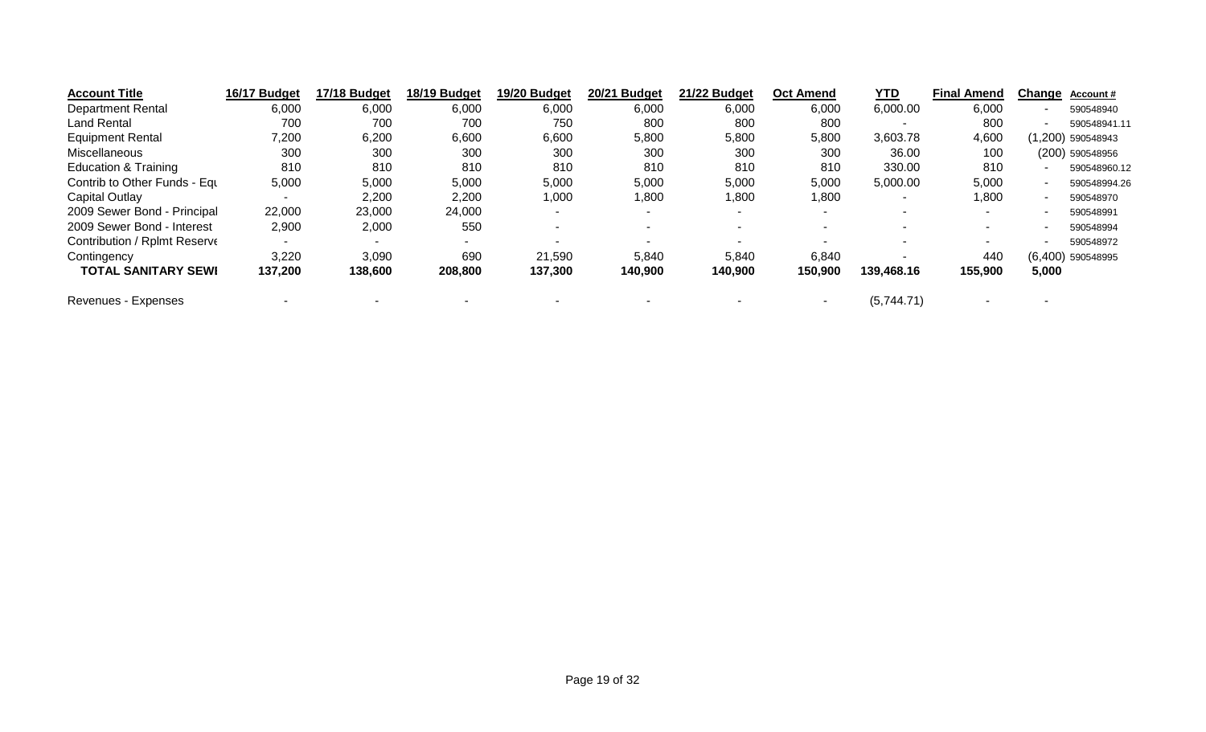| Account Title | 16/17 Budget | 17/18 Budget | 18/19 Budget | 19/20 Budget | 20/21 Budget | 21/22 Budget | Oct Amend | YTD | Final Amend | Change | Account # |
|---|---|---|---|---|---|---|---|---|---|---|---|
| Department Rental | 6,000 | 6,000 | 6,000 | 6,000 | 6,000 | 6,000 | 6,000 | 6,000.00 | 6,000 | - | 590548940 |
| Land Rental | 700 | 700 | 700 | 750 | 800 | 800 | 800 | - | 800 | - | 590548941.11 |
| Equipment Rental | 7,200 | 6,200 | 6,600 | 6,600 | 5,800 | 5,800 | 5,800 | 3,603.78 | 4,600 | (1,200) | 590548943 |
| Miscellaneous | 300 | 300 | 300 | 300 | 300 | 300 | 300 | 36.00 | 100 | (200) | 590548956 |
| Education & Training | 810 | 810 | 810 | 810 | 810 | 810 | 810 | 330.00 | 810 | - | 590548960.12 |
| Contrib to Other Funds - Equ | 5,000 | 5,000 | 5,000 | 5,000 | 5,000 | 5,000 | 5,000 | 5,000.00 | 5,000 | - | 590548994.26 |
| Capital Outlay | - | 2,200 | 2,200 | 1,000 | 1,800 | 1,800 | 1,800 | - | 1,800 | - | 590548970 |
| 2009 Sewer Bond - Principal | 22,000 | 23,000 | 24,000 | - | - | - | - | - | - | - | 590548991 |
| 2009 Sewer Bond - Interest | 2,900 | 2,000 | 550 | - | - | - | - | - | - | - | 590548994 |
| Contribution / Rplmt Reserve | - | - | - | - | - | - | - | - | - | - | 590548972 |
| Contingency | 3,220 | 3,090 | 690 | 21,590 | 5,840 | 5,840 | 6,840 | - | 440 | (6,400) | 590548995 |
| **TOTAL SANITARY SEWI** | **137,200** | **138,600** | **208,800** | **137,300** | **140,900** | **140,900** | **150,900** | **139,468.16** | **155,900** | **5,000** | |
| | | | | | | | | | | | |
| Revenues - Expenses | - | - | - | - | - | - | - | (5,744.71) | - | - | |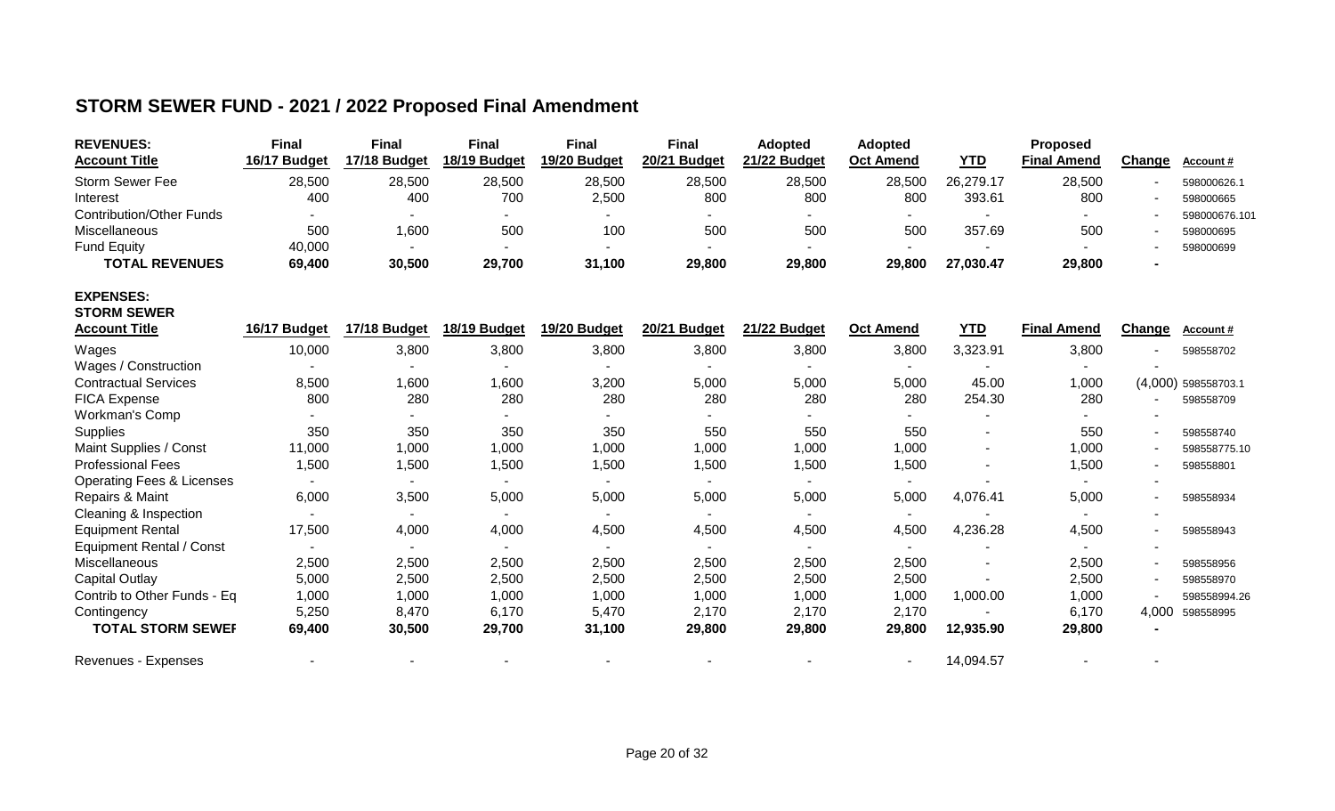## STORM SEWER FUND - 2021 / 2022 Proposed Final Amendment

| REVENUES: Account Title | Final 16/17 Budget | Final 17/18 Budget | Final 18/19 Budget | Final 19/20 Budget | Final 20/21 Budget | Adopted 21/22 Budget | Adopted Oct Amend | YTD | Proposed Final Amend | Change | Account # |
|---|---|---|---|---|---|---|---|---|---|---|---|
| Storm Sewer Fee | 28,500 | 28,500 | 28,500 | 28,500 | 28,500 | 28,500 | 28,500 | 26,279.17 | 28,500 | - | 598000626.1 |
| Interest | 400 | 400 | 700 | 2,500 | 800 | 800 | 800 | 393.61 | 800 | - | 598000665 |
| Contribution/Other Funds | - | - | - | - | - | - | - | - | - | - | 598000676.101 |
| Miscellaneous | 500 | 1,600 | 500 | 100 | 500 | 500 | 500 | 357.69 | 500 | - | 598000695 |
| Fund Equity | 40,000 | - | - | - | - | - | - | - | - | - | 598000699 |
| **TOTAL REVENUES** | **69,400** | **30,500** | **29,700** | **31,100** | **29,800** | **29,800** | **29,800** | **27,030.47** | **29,800** | **-** | |

**EXPENSES:**
**STORM SEWER**

| Account Title | 16/17 Budget | 17/18 Budget | 18/19 Budget | 19/20 Budget | 20/21 Budget | 21/22 Budget | Oct Amend | YTD | Final Amend | Change | Account # |
|---|---|---|---|---|---|---|---|---|---|---|---|
| Wages | 10,000 | 3,800 | 3,800 | 3,800 | 3,800 | 3,800 | 3,800 | 3,323.91 | 3,800 | - | 598558702 |
| Wages / Construction | - | - | - | - | - | - | - | - | - | - | |
| Contractual Services | 8,500 | 1,600 | 1,600 | 3,200 | 5,000 | 5,000 | 5,000 | 45.00 | 1,000 | (4,000) | 598558703.1 |
| FICA Expense | 800 | 280 | 280 | 280 | 280 | 280 | 280 | 254.30 | 280 | - | 598558709 |
| Workman's Comp | - | - | - | - | - | - | - | - | - | - | |
| Supplies | 350 | 350 | 350 | 350 | 550 | 550 | 550 | - | 550 | - | 598558740 |
| Maint Supplies / Const | 11,000 | 1,000 | 1,000 | 1,000 | 1,000 | 1,000 | 1,000 | - | 1,000 | - | 598558775.10 |
| Professional Fees | 1,500 | 1,500 | 1,500 | 1,500 | 1,500 | 1,500 | 1,500 | - | 1,500 | - | 598558801 |
| Operating Fees & Licenses | - | - | - | - | - | - | - | - | - | - | |
| Repairs & Maint | 6,000 | 3,500 | 5,000 | 5,000 | 5,000 | 5,000 | 5,000 | 4,076.41 | 5,000 | - | 598558934 |
| Cleaning & Inspection | - | - | - | - | - | - | - | - | - | - | |
| Equipment Rental | 17,500 | 4,000 | 4,000 | 4,500 | 4,500 | 4,500 | 4,500 | 4,236.28 | 4,500 | - | 598558943 |
| Equipment Rental / Const | - | - | - | - | - | - | - | - | - | - | |
| Miscellaneous | 2,500 | 2,500 | 2,500 | 2,500 | 2,500 | 2,500 | 2,500 | - | 2,500 | - | 598558956 |
| Capital Outlay | 5,000 | 2,500 | 2,500 | 2,500 | 2,500 | 2,500 | 2,500 | - | 2,500 | - | 598558970 |
| Contrib to Other Funds - Eq | 1,000 | 1,000 | 1,000 | 1,000 | 1,000 | 1,000 | 1,000 | 1,000.00 | 1,000 | - | 598558994.26 |
| Contingency | 5,250 | 8,470 | 6,170 | 5,470 | 2,170 | 2,170 | 2,170 | - | 6,170 | 4,000 | 598558995 |
| **TOTAL STORM SEWEI** | **69,400** | **30,500** | **29,700** | **31,100** | **29,800** | **29,800** | **29,800** | **12,935.90** | **29,800** | **-** | |
| | | | | | | | | | | | |
| Revenues - Expenses | - | - | - | - | - | - | - | 14,094.57 | - | - | |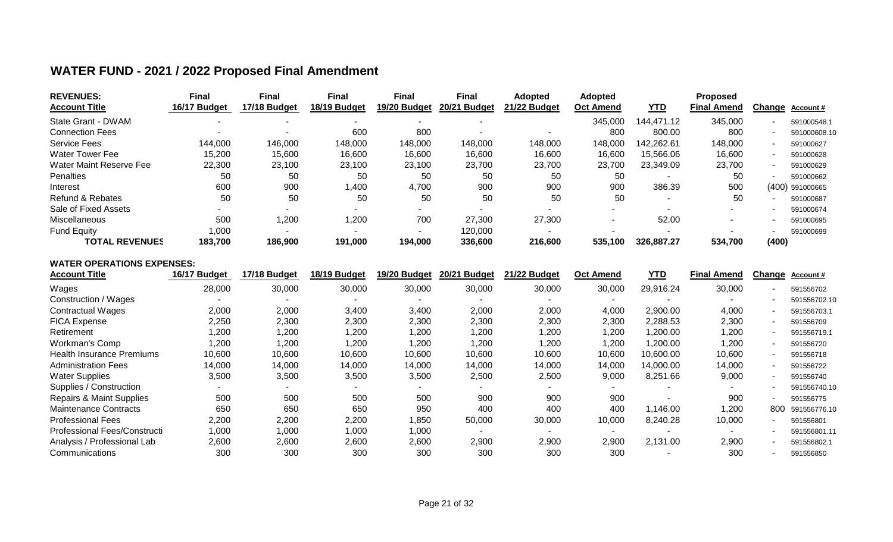## WATER FUND - 2021 / 2022 Proposed Final Amendment

| REVENUES: Account Title | Final 16/17 Budget | Final 17/18 Budget | Final 18/19 Budget | Final 19/20 Budget | Final 20/21 Budget | Adopted 21/22 Budget | Adopted Oct Amend | YTD | Proposed Final Amend | Change | Account # |
|---|---|---|---|---|---|---|---|---|---|---|---|
| State Grant - DWAM | - | - | - | - | - | | 345,000 | 144,471.12 | 345,000 | - | 591000548.1 |
| Connection Fees | - | - | 600 | 800 | - | - | 800 | 800.00 | 800 | - | 591000608.10 |
| Service Fees | 144,000 | 146,000 | 148,000 | 148,000 | 148,000 | 148,000 | 148,000 | 142,262.61 | 148,000 | - | 591000627 |
| Water Tower Fee | 15,200 | 15,600 | 16,600 | 16,600 | 16,600 | 16,600 | 16,600 | 15,566.06 | 16,600 | - | 591000628 |
| Water Maint Reserve Fee | 22,300 | 23,100 | 23,100 | 23,100 | 23,700 | 23,700 | 23,700 | 23,349.09 | 23,700 | - | 591000629 |
| Penalties | 50 | 50 | 50 | 50 | 50 | 50 | 50 | - | 50 | - | 591000662 |
| Interest | 600 | 900 | 1,400 | 4,700 | 900 | 900 | 900 | 386.39 | 500 | (400) | 591000665 |
| Refund & Rebates | 50 | 50 | 50 | 50 | 50 | 50 | 50 | - | 50 | - | 591000687 |
| Sale of Fixed Assets | - | - | - | - | - | - | - | - | - | - | 591000674 |
| Miscellaneous | 500 | 1,200 | 1,200 | 700 | 27,300 | 27,300 | - | 52.00 | - | - | 591000695 |
| Fund Equity | 1,000 | - | - | - | 120,000 | - | - | - | - | - | 591000699 |
| **TOTAL REVENUES** | **183,700** | **186,900** | **191,000** | **194,000** | **336,600** | **216,600** | **535,100** | **326,887.27** | **534,700** | **(400)** | |

**WATER OPERATIONS EXPENSES:**

| Account Title | 16/17 Budget | 17/18 Budget | 18/19 Budget | 19/20 Budget | 20/21 Budget | 21/22 Budget | Oct Amend | YTD | Final Amend | Change | Account # |
|---|---|---|---|---|---|---|---|---|---|---|---|
| Wages | 28,000 | 30,000 | 30,000 | 30,000 | 30,000 | 30,000 | 30,000 | 29,916.24 | 30,000 | - | 591556702 |
| Construction / Wages | - | - | - | - | - | - | - | - | - | - | 591556702.10 |
| Contractual Wages | 2,000 | 2,000 | 3,400 | 3,400 | 2,000 | 2,000 | 4,000 | 2,900.00 | 4,000 | - | 591556703.1 |
| FICA Expense | 2,250 | 2,300 | 2,300 | 2,300 | 2,300 | 2,300 | 2,300 | 2,288.53 | 2,300 | - | 591556709 |
| Retirement | 1,200 | 1,200 | 1,200 | 1,200 | 1,200 | 1,200 | 1,200 | 1,200.00 | 1,200 | - | 591556719.1 |
| Workman's Comp | 1,200 | 1,200 | 1,200 | 1,200 | 1,200 | 1,200 | 1,200 | 1,200.00 | 1,200 | - | 591556720 |
| Health Insurance Premiums | 10,600 | 10,600 | 10,600 | 10,600 | 10,600 | 10,600 | 10,600 | 10,600.00 | 10,600 | - | 591556718 |
| Administration Fees | 14,000 | 14,000 | 14,000 | 14,000 | 14,000 | 14,000 | 14,000 | 14,000.00 | 14,000 | - | 591556722 |
| Water Supplies | 3,500 | 3,500 | 3,500 | 3,500 | 2,500 | 2,500 | 9,000 | 8,251.66 | 9,000 | - | 591556740 |
| Supplies / Construction | - | - | - | - | - | - | - | - | - | - | 591556740.10 |
| Repairs & Maint Supplies | 500 | 500 | 500 | 500 | 900 | 900 | 900 | - | 900 | - | 591556775 |
| Maintenance Contracts | 650 | 650 | 650 | 950 | 400 | 400 | 400 | 1,146.00 | 1,200 | 800 | 591556776.10 |
| Professional Fees | 2,200 | 2,200 | 2,200 | 1,850 | 50,000 | 30,000 | 10,000 | 8,240.28 | 10,000 | - | 591556801 |
| Professional Fees/Constructi | 1,000 | 1,000 | 1,000 | 1,000 | - | - | - | - | - | - | 591556801.11 |
| Analysis / Professional Lab | 2,600 | 2,600 | 2,600 | 2,600 | 2,900 | 2,900 | 2,900 | 2,131.00 | 2,900 | - | 591556802.1 |
| Communications | 300 | 300 | 300 | 300 | 300 | 300 | 300 | - | 300 | - | 591556850 |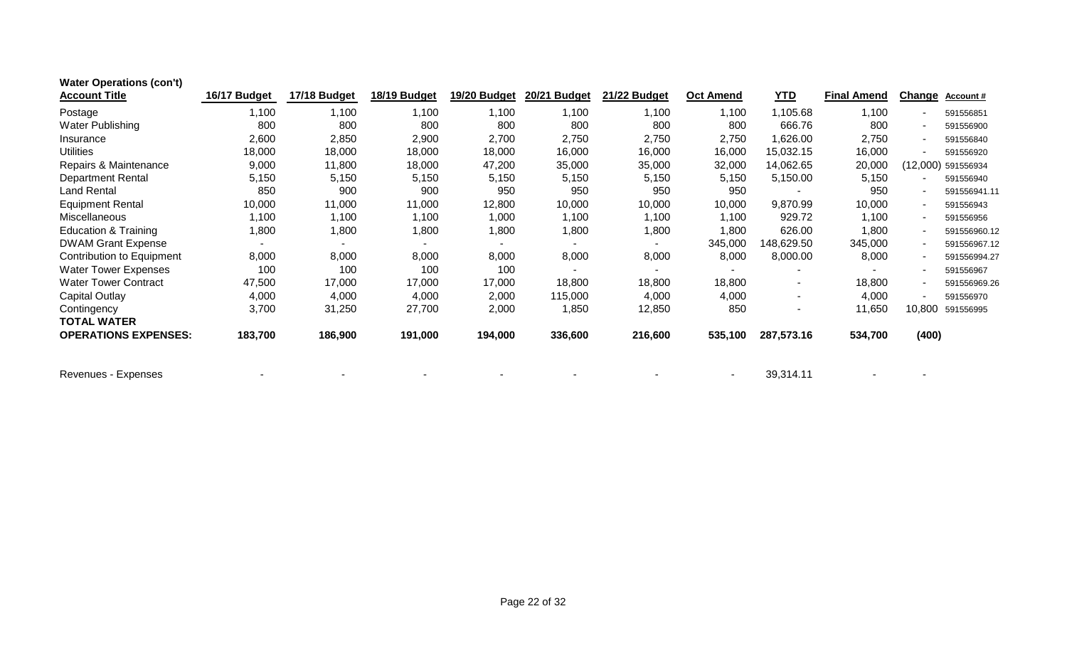**Water Operations (con't)**

| Account Title | 16/17 Budget | 17/18 Budget | 18/19 Budget | 19/20 Budget | 20/21 Budget | 21/22 Budget | Oct Amend | YTD | Final Amend | Change | Account # |
|---|---|---|---|---|---|---|---|---|---|---|---|
| Postage | 1,100 | 1,100 | 1,100 | 1,100 | 1,100 | 1,100 | 1,100 | 1,105.68 | 1,100 | - | 591556851 |
| Water Publishing | 800 | 800 | 800 | 800 | 800 | 800 | 800 | 666.76 | 800 | - | 591556900 |
| Insurance | 2,600 | 2,850 | 2,900 | 2,700 | 2,750 | 2,750 | 2,750 | 1,626.00 | 2,750 | - | 591556840 |
| Utilities | 18,000 | 18,000 | 18,000 | 18,000 | 16,000 | 16,000 | 16,000 | 15,032.15 | 16,000 | - | 591556920 |
| Repairs & Maintenance | 9,000 | 11,800 | 18,000 | 47,200 | 35,000 | 35,000 | 32,000 | 14,062.65 | 20,000 | (12,000) | 591556934 |
| Department Rental | 5,150 | 5,150 | 5,150 | 5,150 | 5,150 | 5,150 | 5,150 | 5,150.00 | 5,150 | - | 591556940 |
| Land Rental | 850 | 900 | 900 | 950 | 950 | 950 | 950 | - | 950 | - | 591556941.11 |
| Equipment Rental | 10,000 | 11,000 | 11,000 | 12,800 | 10,000 | 10,000 | 10,000 | 9,870.99 | 10,000 | - | 591556943 |
| Miscellaneous | 1,100 | 1,100 | 1,100 | 1,000 | 1,100 | 1,100 | 1,100 | 929.72 | 1,100 | - | 591556956 |
| Education & Training | 1,800 | 1,800 | 1,800 | 1,800 | 1,800 | 1,800 | 1,800 | 626.00 | 1,800 | - | 591556960.12 |
| DWAM Grant Expense | - | - | - | - | - | - | 345,000 | 148,629.50 | 345,000 | - | 591556967.12 |
| Contribution to Equipment | 8,000 | 8,000 | 8,000 | 8,000 | 8,000 | 8,000 | 8,000 | 8,000.00 | 8,000 | - | 591556994.27 |
| Water Tower Expenses | 100 | 100 | 100 | 100 | - | - | - | - | - | - | 591556967 |
| Water Tower Contract | 47,500 | 17,000 | 17,000 | 17,000 | 18,800 | 18,800 | 18,800 | - | 18,800 | - | 591556969.26 |
| Capital Outlay | 4,000 | 4,000 | 4,000 | 2,000 | 115,000 | 4,000 | 4,000 | - | 4,000 | - | 591556970 |
| Contingency | 3,700 | 31,250 | 27,700 | 2,000 | 1,850 | 12,850 | 850 | - | 11,650 | 10,800 | 591556995 |
| **TOTAL WATER OPERATIONS EXPENSES:** | **183,700** | **186,900** | **191,000** | **194,000** | **336,600** | **216,600** | **535,100** | **287,573.16** | **534,700** | **(400)** | |
| | | | | | | | | | | | |
| Revenues - Expenses | - | - | - | - | - | - | - | 39,314.11 | - | - | |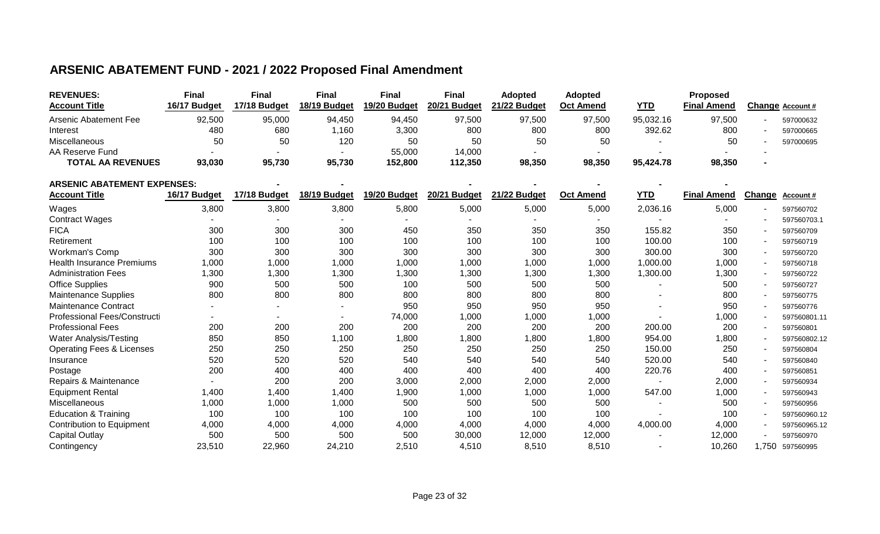# ARSENIC ABATEMENT FUND - 2021 / 2022 Proposed Final Amendment

| REVENUES: Account Title | Final 16/17 Budget | Final 17/18 Budget | Final 18/19 Budget | Final 19/20 Budget | Final 20/21 Budget | Adopted 21/22 Budget | Adopted Oct Amend | YTD | Proposed Final Amend | Change | Account # |
|---|---|---|---|---|---|---|---|---|---|---|---|
| Arsenic Abatement Fee | 92,500 | 95,000 | 94,450 | 94,450 | 97,500 | 97,500 | 97,500 | 95,032.16 | 97,500 | - | 597000632 |
| Interest | 480 | 680 | 1,160 | 3,300 | 800 | 800 | 800 | 392.62 | 800 | - | 597000665 |
| Miscellaneous | 50 | 50 | 120 | 50 | 50 | 50 | 50 | - | 50 | - | 597000695 |
| AA Reserve Fund | - | - | - | 55,000 | 14,000 | - | - | - | - | - | |
| **TOTAL AA REVENUES** | **93,030** | **95,730** | **95,730** | **152,800** | **112,350** | **98,350** | **98,350** | **95,424.78** | **98,350** | **-** | |

| ARSENIC ABATEMENT EXPENSES: Account Title | 16/17 Budget | 17/18 Budget | 18/19 Budget | 19/20 Budget | 20/21 Budget | 21/22 Budget | Oct Amend | YTD | Final Amend | Change | Account # |
|---|---|---|---|---|---|---|---|---|---|---|---|
| Wages | 3,800 | 3,800 | 3,800 | 5,800 | 5,000 | 5,000 | 5,000 | 2,036.16 | 5,000 | - | 597560702 |
| Contract Wages | - | - | - | - | - | - | - | - | - | - | 597560703.1 |
| FICA | 300 | 300 | 300 | 450 | 350 | 350 | 350 | 155.82 | 350 | - | 597560709 |
| Retirement | 100 | 100 | 100 | 100 | 100 | 100 | 100 | 100.00 | 100 | - | 597560719 |
| Workman's Comp | 300 | 300 | 300 | 300 | 300 | 300 | 300 | 300.00 | 300 | - | 597560720 |
| Health Insurance Premiums | 1,000 | 1,000 | 1,000 | 1,000 | 1,000 | 1,000 | 1,000 | 1,000.00 | 1,000 | - | 597560718 |
| Administration Fees | 1,300 | 1,300 | 1,300 | 1,300 | 1,300 | 1,300 | 1,300 | 1,300.00 | 1,300 | - | 597560722 |
| Office Supplies | 900 | 500 | 500 | 100 | 500 | 500 | 500 | - | 500 | - | 597560727 |
| Maintenance Supplies | 800 | 800 | 800 | 800 | 800 | 800 | 800 | - | 800 | - | 597560775 |
| Maintenance Contract | - | - | - | 950 | 950 | 950 | 950 | - | 950 | - | 597560776 |
| Professional Fees/Constructi | - | - | - | 74,000 | 1,000 | 1,000 | 1,000 | - | 1,000 | - | 597560801.11 |
| Professional Fees | 200 | 200 | 200 | 200 | 200 | 200 | 200 | 200.00 | 200 | - | 597560801 |
| Water Analysis/Testing | 850 | 850 | 1,100 | 1,800 | 1,800 | 1,800 | 1,800 | 954.00 | 1,800 | - | 597560802.12 |
| Operating Fees & Licenses | 250 | 250 | 250 | 250 | 250 | 250 | 250 | 150.00 | 250 | - | 597560804 |
| Insurance | 520 | 520 | 520 | 540 | 540 | 540 | 540 | 520.00 | 540 | - | 597560840 |
| Postage | 200 | 400 | 400 | 400 | 400 | 400 | 400 | 220.76 | 400 | - | 597560851 |
| Repairs & Maintenance | - | 200 | 200 | 3,000 | 2,000 | 2,000 | 2,000 | - | 2,000 | - | 597560934 |
| Equipment Rental | 1,400 | 1,400 | 1,400 | 1,900 | 1,000 | 1,000 | 1,000 | 547.00 | 1,000 | - | 597560943 |
| Miscellaneous | 1,000 | 1,000 | 1,000 | 500 | 500 | 500 | 500 | - | 500 | - | 597560956 |
| Education & Training | 100 | 100 | 100 | 100 | 100 | 100 | 100 | - | 100 | - | 597560960.12 |
| Contribution to Equipment | 4,000 | 4,000 | 4,000 | 4,000 | 4,000 | 4,000 | 4,000 | 4,000.00 | 4,000 | - | 597560965.12 |
| Capital Outlay | 500 | 500 | 500 | 500 | 30,000 | 12,000 | 12,000 | - | 12,000 | - | 597560970 |
| Contingency | 23,510 | 22,960 | 24,210 | 2,510 | 4,510 | 8,510 | 8,510 | - | 10,260 | 1,750 | 597560995 |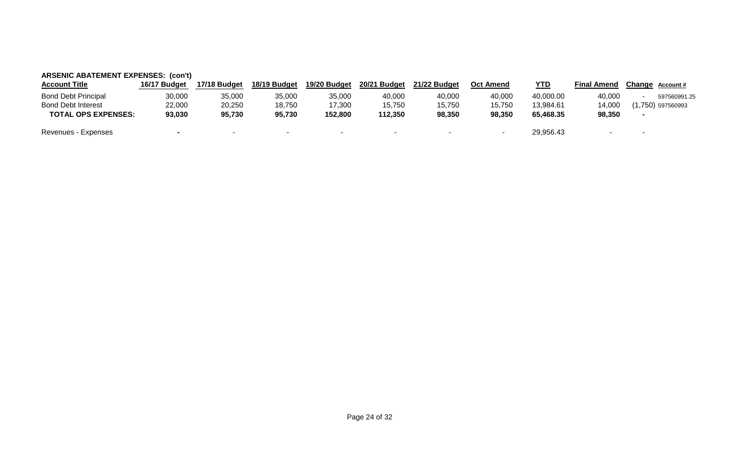**ARSENIC ABATEMENT EXPENSES: (con't)**

| Account Title | 16/17 Budget | 17/18 Budget | 18/19 Budget | 19/20 Budget | 20/21 Budget | 21/22 Budget | Oct Amend | YTD | Final Amend | Change | Account # |
|---|---|---|---|---|---|---|---|---|---|---|---|
| Bond Debt Principal | 30,000 | 35,000 | 35,000 | 35,000 | 40,000 | 40,000 | 40,000 | 40,000.00 | 40,000 | - | 597560991.25 |
| Bond Debt Interest | 22,000 | 20,250 | 18,750 | 17,300 | 15,750 | 15,750 | 15,750 | 13,984.61 | 14,000 | (1,750) | 597560993 |
| **TOTAL OPS EXPENSES:** | **93,030** | **95,730** | **95,730** | **152,800** | **112,350** | **98,350** | **98,350** | **65,468.35** | **98,350** | **-** | |
| Revenues - Expenses | **-** | - | - | - | - | - | - | 29,956.43 | - | - | |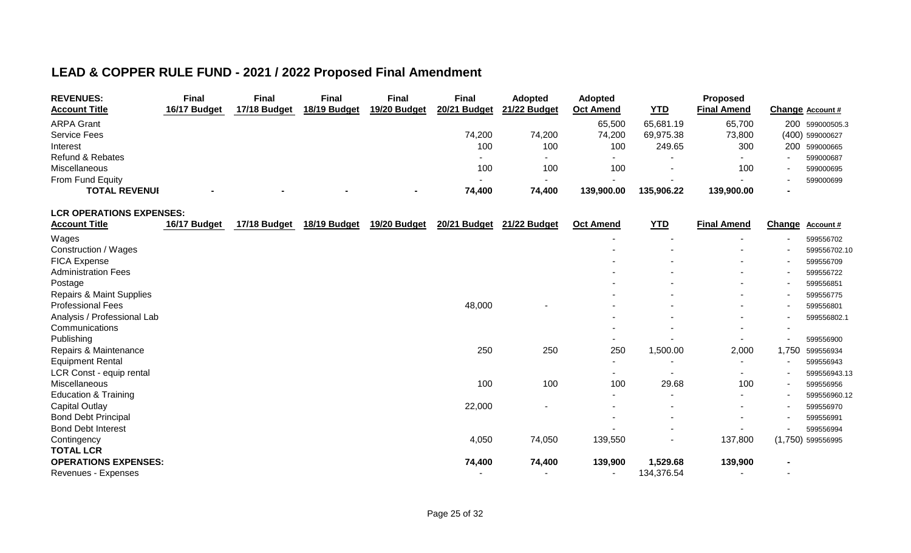# LEAD & COPPER RULE FUND - 2021 / 2022 Proposed Final Amendment

| REVENUES: Account Title | Final 16/17 Budget | Final 17/18 Budget | Final 18/19 Budget | Final 19/20 Budget | Final 20/21 Budget | Adopted 21/22 Budget | Adopted Oct Amend | YTD | Proposed Final Amend | Change | Account # |
|---|---|---|---|---|---|---|---|---|---|---|---|
| ARPA Grant | | | | | | | 65,500 | 65,681.19 | 65,700 | 200 | 599000505.3 |
| Service Fees | | | | | 74,200 | 74,200 | 74,200 | 69,975.38 | 73,800 | (400) | 599000627 |
| Interest | | | | | 100 | 100 | 100 | 249.65 | 300 | 200 | 599000665 |
| Refund & Rebates | | | | | - | - | - | - | - | - | 599000687 |
| Miscellaneous | | | | | 100 | 100 | 100 | - | 100 | - | 599000695 |
| From Fund Equity | | | | | - | - | - | - | - | - | 599000699 |
| **TOTAL REVENUI** | - | - | - | - | **74,400** | **74,400** | **139,900.00** | **135,906.22** | **139,900.00** | - | |

| LCR OPERATIONS EXPENSES: Account Title | 16/17 Budget | 17/18 Budget | 18/19 Budget | 19/20 Budget | 20/21 Budget | 21/22 Budget | Oct Amend | YTD | Final Amend | Change | Account # |
|---|---|---|---|---|---|---|---|---|---|---|---|
| Wages | | | | | | | - | - | - | - | 599556702 |
| Construction / Wages | | | | | | | - | - | - | - | 599556702.10 |
| FICA Expense | | | | | | | - | - | - | - | 599556709 |
| Administration Fees | | | | | | | - | - | - | - | 599556722 |
| Postage | | | | | | | - | - | - | - | 599556851 |
| Repairs & Maint Supplies | | | | | | | - | - | - | - | 599556775 |
| Professional Fees | | | | | 48,000 | - | - | - | - | - | 599556801 |
| Analysis / Professional Lab | | | | | | | - | - | - | - | 599556802.1 |
| Communications | | | | | | | - | - | - | - | |
| Publishing | | | | | | | - | - | - | - | 599556900 |
| Repairs & Maintenance | | | | | 250 | 250 | 250 | 1,500.00 | 2,000 | 1,750 | 599556934 |
| Equipment Rental | | | | | | | - | - | - | - | 599556943 |
| LCR Const - equip rental | | | | | | | - | - | - | - | 599556943.13 |
| Miscellaneous | | | | | 100 | 100 | 100 | 29.68 | 100 | - | 599556956 |
| Education & Training | | | | | | | - | - | - | - | 599556960.12 |
| Capital Outlay | | | | | 22,000 | - | - | - | - | - | 599556970 |
| Bond Debt Principal | | | | | | | - | - | - | - | 599556991 |
| Bond Debt Interest | | | | | | | - | - | - | - | 599556994 |
| Contingency | | | | | 4,050 | 74,050 | 139,550 | - | 137,800 | (1,750) | 599556995 |
| **TOTAL LCR OPERATIONS EXPENSES:** | | | | | **74,400** | **74,400** | **139,900** | **1,529.68** | **139,900** | - | |
| Revenues - Expenses | | | | | - | - | - | 134,376.54 | - | - | |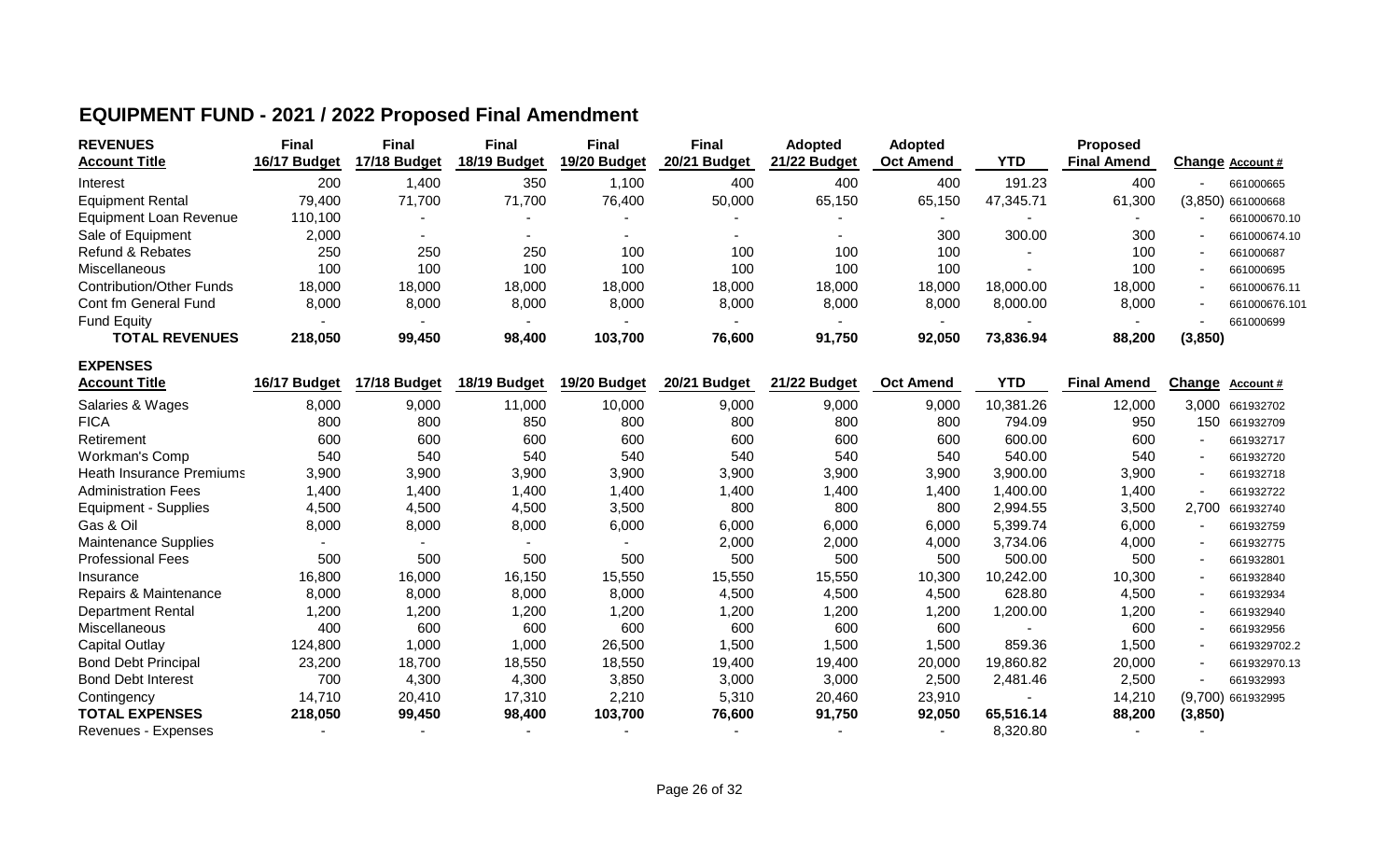## EQUIPMENT FUND - 2021 / 2022 Proposed Final Amendment

| REVENUES | Final | Final | Final | Final | Final | Adopted | Adopted | | Proposed | | |
|---|---|---|---|---|---|---|---|---|---|---|---|
| **Account Title** | **16/17 Budget** | **17/18 Budget** | **18/19 Budget** | **19/20 Budget** | **20/21 Budget** | **21/22 Budget** | **Oct Amend** | **YTD** | **Final Amend** | **Change** | **Account #** |
| Interest | 200 | 1,400 | 350 | 1,100 | 400 | 400 | 400 | 191.23 | 400 | - | 661000665 |
| Equipment Rental | 79,400 | 71,700 | 71,700 | 76,400 | 50,000 | 65,150 | 65,150 | 47,345.71 | 61,300 | (3,850) | 661000668 |
| Equipment Loan Revenue | 110,100 | - | - | - | - | - | - | - | - | - | 661000670.10 |
| Sale of Equipment | 2,000 | - | - | - | - | - | 300 | 300.00 | 300 | - | 661000674.10 |
| Refund & Rebates | 250 | 250 | 250 | 100 | 100 | 100 | 100 | - | 100 | - | 661000687 |
| Miscellaneous | 100 | 100 | 100 | 100 | 100 | 100 | 100 | - | 100 | - | 661000695 |
| Contribution/Other Funds | 18,000 | 18,000 | 18,000 | 18,000 | 18,000 | 18,000 | 18,000 | 18,000.00 | 18,000 | - | 661000676.11 |
| Cont fm General Fund | 8,000 | 8,000 | 8,000 | 8,000 | 8,000 | 8,000 | 8,000 | 8,000.00 | 8,000 | - | 661000676.101 |
| Fund Equity | - | - | - | - | - | - | - | - | - | - | 661000699 |
| **TOTAL REVENUES** | **218,050** | **99,450** | **98,400** | **103,700** | **76,600** | **91,750** | **92,050** | **73,836.94** | **88,200** | **(3,850)** | |

| EXPENSES | | | | | | | | | | | |
|---|---|---|---|---|---|---|---|---|---|---|---|
| **Account Title** | **16/17 Budget** | **17/18 Budget** | **18/19 Budget** | **19/20 Budget** | **20/21 Budget** | **21/22 Budget** | **Oct Amend** | **YTD** | **Final Amend** | **Change** | **Account #** |
| Salaries & Wages | 8,000 | 9,000 | 11,000 | 10,000 | 9,000 | 9,000 | 9,000 | 10,381.26 | 12,000 | 3,000 | 661932702 |
| FICA | 800 | 800 | 850 | 800 | 800 | 800 | 800 | 794.09 | 950 | 150 | 661932709 |
| Retirement | 600 | 600 | 600 | 600 | 600 | 600 | 600 | 600.00 | 600 | - | 661932717 |
| Workman's Comp | 540 | 540 | 540 | 540 | 540 | 540 | 540 | 540.00 | 540 | - | 661932720 |
| Heath Insurance Premiums | 3,900 | 3,900 | 3,900 | 3,900 | 3,900 | 3,900 | 3,900 | 3,900.00 | 3,900 | - | 661932718 |
| Administration Fees | 1,400 | 1,400 | 1,400 | 1,400 | 1,400 | 1,400 | 1,400 | 1,400.00 | 1,400 | - | 661932722 |
| Equipment - Supplies | 4,500 | 4,500 | 4,500 | 3,500 | 800 | 800 | 800 | 2,994.55 | 3,500 | 2,700 | 661932740 |
| Gas & Oil | 8,000 | 8,000 | 8,000 | 6,000 | 6,000 | 6,000 | 6,000 | 5,399.74 | 6,000 | - | 661932759 |
| Maintenance Supplies | - | - | - | - | 2,000 | 2,000 | 4,000 | 3,734.06 | 4,000 | - | 661932775 |
| Professional Fees | 500 | 500 | 500 | 500 | 500 | 500 | 500 | 500.00 | 500 | - | 661932801 |
| Insurance | 16,800 | 16,000 | 16,150 | 15,550 | 15,550 | 15,550 | 10,300 | 10,242.00 | 10,300 | - | 661932840 |
| Repairs & Maintenance | 8,000 | 8,000 | 8,000 | 8,000 | 4,500 | 4,500 | 4,500 | 628.80 | 4,500 | - | 661932934 |
| Department Rental | 1,200 | 1,200 | 1,200 | 1,200 | 1,200 | 1,200 | 1,200 | 1,200.00 | 1,200 | - | 661932940 |
| Miscellaneous | 400 | 600 | 600 | 600 | 600 | 600 | 600 | - | 600 | - | 661932956 |
| Capital Outlay | 124,800 | 1,000 | 1,000 | 26,500 | 1,500 | 1,500 | 1,500 | 859.36 | 1,500 | - | 6619329702.2 |
| Bond Debt Principal | 23,200 | 18,700 | 18,550 | 18,550 | 19,400 | 19,400 | 20,000 | 19,860.82 | 20,000 | - | 661932970.13 |
| Bond Debt Interest | 700 | 4,300 | 4,300 | 3,850 | 3,000 | 3,000 | 2,500 | 2,481.46 | 2,500 | - | 661932993 |
| Contingency | 14,710 | 20,410 | 17,310 | 2,210 | 5,310 | 20,460 | 23,910 | - | 14,210 | (9,700) | 661932995 |
| **TOTAL EXPENSES** | **218,050** | **99,450** | **98,400** | **103,700** | **76,600** | **91,750** | **92,050** | **65,516.14** | **88,200** | **(3,850)** | |
| Revenues - Expenses | - | - | - | - | - | - | - | 8,320.80 | - | - | |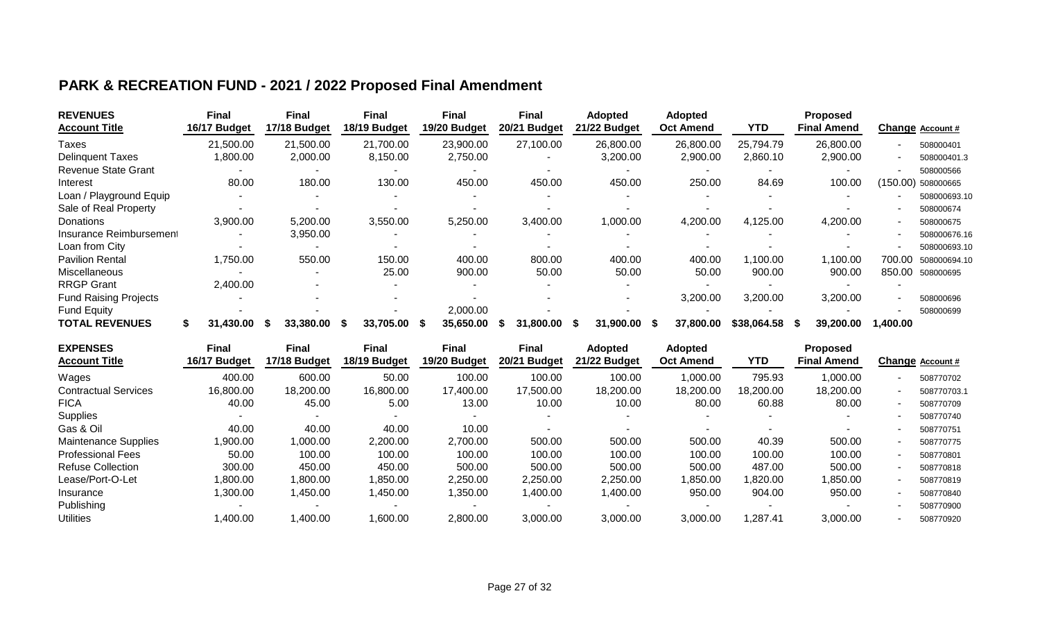# PARK & RECREATION FUND - 2021 / 2022 Proposed Final Amendment

| REVENUES<br>Account Title | Final<br>16/17 Budget | Final<br>17/18 Budget | Final<br>18/19 Budget | Final<br>19/20 Budget | Final<br>20/21 Budget | Adopted<br>21/22 Budget | Adopted<br>Oct Amend | YTD | Proposed<br>Final Amend | Change | Account # |
|---|---|---|---|---|---|---|---|---|---|---|---|
| Taxes | 21,500.00 | 21,500.00 | 21,700.00 | 23,900.00 | 27,100.00 | 26,800.00 | 26,800.00 | 25,794.79 | 26,800.00 | - | 508000401 |
| Delinquent Taxes | 1,800.00 | 2,000.00 | 8,150.00 | 2,750.00 | - | 3,200.00 | 2,900.00 | 2,860.10 | 2,900.00 | - | 508000401.3 |
| Revenue State Grant | - | - | - | - | - | - | - | - | - | - | 508000566 |
| Interest | 80.00 | 180.00 | 130.00 | 450.00 | 450.00 | 450.00 | 250.00 | 84.69 | 100.00 | (150.00) | 508000665 |
| Loan / Playground Equip | - | - | - | - | - | - | - | - | - | - | 508000693.10 |
| Sale of Real Property | - | - | - | - | - | - | - | - | - | - | 508000674 |
| Donations | 3,900.00 | 5,200.00 | 3,550.00 | 5,250.00 | 3,400.00 | 1,000.00 | 4,200.00 | 4,125.00 | 4,200.00 | - | 508000675 |
| Insurance Reimbursement | - | 3,950.00 | - | - | - | - | - | - | - | - | 508000676.16 |
| Loan from City | - | - | - | - | - | - | - | - | - | - | 508000693.10 |
| Pavilion Rental | 1,750.00 | 550.00 | 150.00 | 400.00 | 800.00 | 400.00 | 400.00 | 1,100.00 | 1,100.00 | 700.00 | 508000694.10 |
| Miscellaneous | - | - | 25.00 | 900.00 | 50.00 | 50.00 | 50.00 | 900.00 | 900.00 | 850.00 | 508000695 |
| RRGP Grant | 2,400.00 | - | - | - | - | - | - | - | - | - | |
| Fund Raising Projects | - | - | - | - | - | - | 3,200.00 | 3,200.00 | 3,200.00 | - | 508000696 |
| Fund Equity | - | - | - | 2,000.00 | - | - | - | - | - | - | 508000699 |
| **TOTAL REVENUES** | **$ 31,430.00** | **$ 33,380.00** | **$ 33,705.00** | **$ 35,650.00** | **$ 31,800.00** | **$ 31,900.00** | **$ 37,800.00** | **$38,064.58** | **$ 39,200.00** | **1,400.00** | |

| EXPENSES<br>Account Title | Final<br>16/17 Budget | Final<br>17/18 Budget | Final<br>18/19 Budget | Final<br>19/20 Budget | Final<br>20/21 Budget | Adopted<br>21/22 Budget | Adopted<br>Oct Amend | YTD | Proposed<br>Final Amend | Change | Account # |
|---|---|---|---|---|---|---|---|---|---|---|---|
| Wages | 400.00 | 600.00 | 50.00 | 100.00 | 100.00 | 100.00 | 1,000.00 | 795.93 | 1,000.00 | - | 508770702 |
| Contractual Services | 16,800.00 | 18,200.00 | 16,800.00 | 17,400.00 | 17,500.00 | 18,200.00 | 18,200.00 | 18,200.00 | 18,200.00 | - | 508770703.1 |
| FICA | 40.00 | 45.00 | 5.00 | 13.00 | 10.00 | 10.00 | 80.00 | 60.88 | 80.00 | - | 508770709 |
| Supplies | - | - | - | - | - | - | - | - | - | - | 508770740 |
| Gas & Oil | 40.00 | 40.00 | 40.00 | 10.00 | - | - | - | - | - | - | 508770751 |
| Maintenance Supplies | 1,900.00 | 1,000.00 | 2,200.00 | 2,700.00 | 500.00 | 500.00 | 500.00 | 40.39 | 500.00 | - | 508770775 |
| Professional Fees | 50.00 | 100.00 | 100.00 | 100.00 | 100.00 | 100.00 | 100.00 | 100.00 | 100.00 | - | 508770801 |
| Refuse Collection | 300.00 | 450.00 | 450.00 | 500.00 | 500.00 | 500.00 | 500.00 | 487.00 | 500.00 | - | 508770818 |
| Lease/Port-O-Let | 1,800.00 | 1,800.00 | 1,850.00 | 2,250.00 | 2,250.00 | 2,250.00 | 1,850.00 | 1,820.00 | 1,850.00 | - | 508770819 |
| Insurance | 1,300.00 | 1,450.00 | 1,450.00 | 1,350.00 | 1,400.00 | 1,400.00 | 950.00 | 904.00 | 950.00 | - | 508770840 |
| Publishing | - | - | - | - | - | - | - | - | - | - | 508770900 |
| Utilities | 1,400.00 | 1,400.00 | 1,600.00 | 2,800.00 | 3,000.00 | 3,000.00 | 3,000.00 | 1,287.41 | 3,000.00 | - | 508770920 |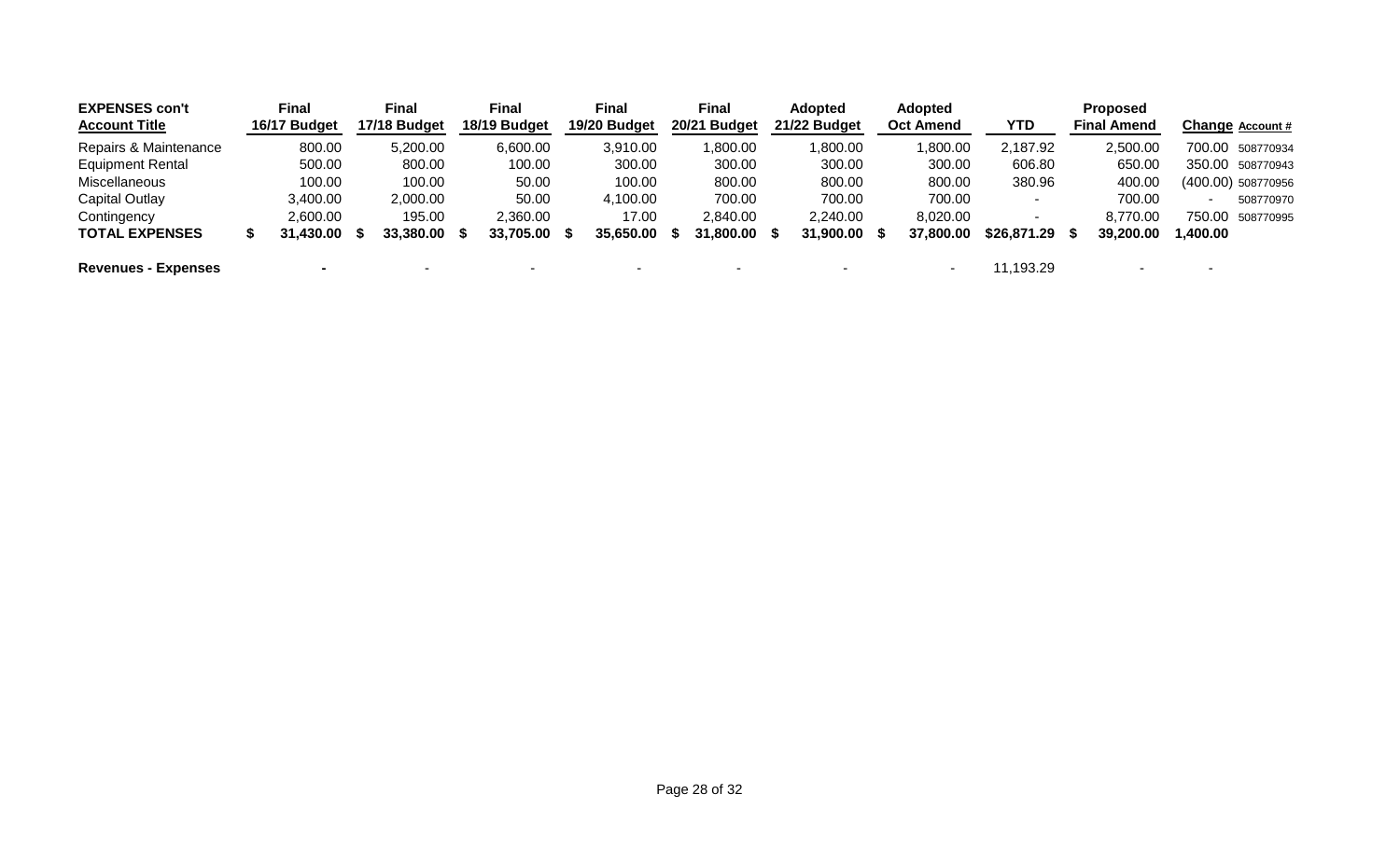| EXPENSES con't<br>Account Title | Final<br>16/17 Budget | Final<br>17/18 Budget | Final<br>18/19 Budget | Final<br>19/20 Budget | Final<br>20/21 Budget | Adopted<br>21/22 Budget | Adopted<br>Oct Amend | YTD | Proposed<br>Final Amend | Change | Account # |
|---|---|---|---|---|---|---|---|---|---|---|---|
| Repairs & Maintenance | 800.00 | 5,200.00 | 6,600.00 | 3,910.00 | 1,800.00 | 1,800.00 | 1,800.00 | 2,187.92 | 2,500.00 | 700.00 | 508770934 |
| Equipment Rental | 500.00 | 800.00 | 100.00 | 300.00 | 300.00 | 300.00 | 300.00 | 606.80 | 650.00 | 350.00 | 508770943 |
| Miscellaneous | 100.00 | 100.00 | 50.00 | 100.00 | 800.00 | 800.00 | 800.00 | 380.96 | 400.00 | (400.00) | 508770956 |
| Capital Outlay | 3,400.00 | 2,000.00 | 50.00 | 4,100.00 | 700.00 | 700.00 | 700.00 | - | 700.00 | - | 508770970 |
| Contingency | 2,600.00 | 195.00 | 2,360.00 | 17.00 | 2,840.00 | 2,240.00 | 8,020.00 | - | 8,770.00 | 750.00 | 508770995 |
| **TOTAL EXPENSES** | **$ 31,430.00** | **$ 33,380.00** | **$ 33,705.00** | **$ 35,650.00** | **$ 31,800.00** | **$ 31,900.00** | **$ 37,800.00** | **$26,871.29** | **$ 39,200.00** | **1,400.00** | |
| | | | | | | | | | | | |
| **Revenues - Expenses** | - | - | - | - | - | - | - | 11,193.29 | - | - | |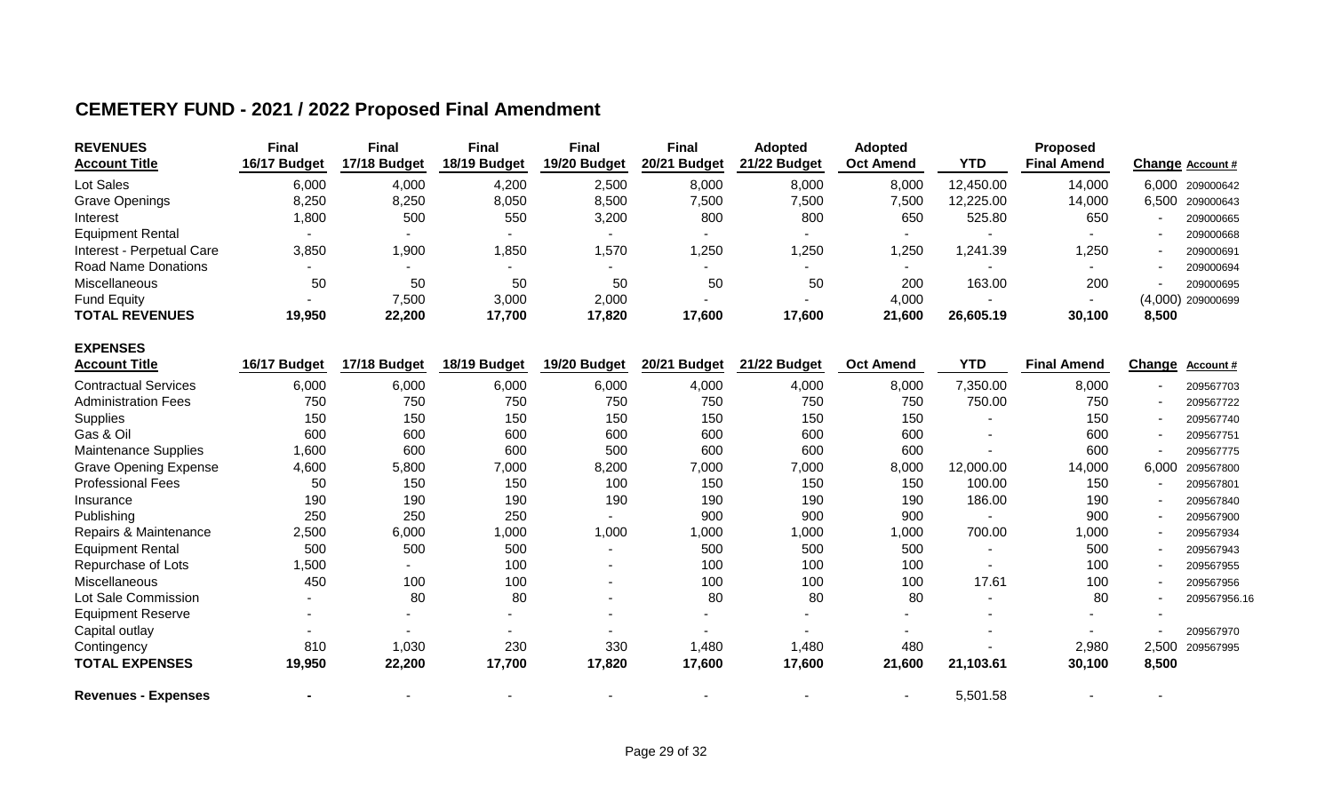# CEMETERY FUND - 2021 / 2022 Proposed Final Amendment

| REVENUES<br>Account Title | Final<br>16/17 Budget | Final<br>17/18 Budget | Final<br>18/19 Budget | Final<br>19/20 Budget | Final<br>20/21 Budget | Adopted<br>21/22 Budget | Adopted<br>Oct Amend | YTD | Proposed<br>Final Amend | Change | Account # |
|---|---|---|---|---|---|---|---|---|---|---|---|
| Lot Sales | 6,000 | 4,000 | 4,200 | 2,500 | 8,000 | 8,000 | 8,000 | 12,450.00 | 14,000 | 6,000 | 209000642 |
| Grave Openings | 8,250 | 8,250 | 8,050 | 8,500 | 7,500 | 7,500 | 7,500 | 12,225.00 | 14,000 | 6,500 | 209000643 |
| Interest | 1,800 | 500 | 550 | 3,200 | 800 | 800 | 650 | 525.80 | 650 | - | 209000665 |
| Equipment Rental | - | - | - | - | - | - | - | - | - | - | 209000668 |
| Interest - Perpetual Care | 3,850 | 1,900 | 1,850 | 1,570 | 1,250 | 1,250 | 1,250 | 1,241.39 | 1,250 | - | 209000691 |
| Road Name Donations | - | - | - | - | - | - | - | - | - | - | 209000694 |
| Miscellaneous | 50 | 50 | 50 | 50 | 50 | 50 | 200 | 163.00 | 200 | - | 209000695 |
| Fund Equity | - | 7,500 | 3,000 | 2,000 | - | - | 4,000 | - | - | (4,000) | 209000699 |
| **TOTAL REVENUES** | **19,950** | **22,200** | **17,700** | **17,820** | **17,600** | **17,600** | **21,600** | **26,605.19** | **30,100** | **8,500** | |

| EXPENSES<br>Account Title | 16/17 Budget | 17/18 Budget | 18/19 Budget | 19/20 Budget | 20/21 Budget | 21/22 Budget | Oct Amend | YTD | Final Amend | Change | Account # |
|---|---|---|---|---|---|---|---|---|---|---|---|
| Contractual Services | 6,000 | 6,000 | 6,000 | 6,000 | 4,000 | 4,000 | 8,000 | 7,350.00 | 8,000 | - | 209567703 |
| Administration Fees | 750 | 750 | 750 | 750 | 750 | 750 | 750 | 750.00 | 750 | - | 209567722 |
| Supplies | 150 | 150 | 150 | 150 | 150 | 150 | 150 | - | 150 | - | 209567740 |
| Gas & Oil | 600 | 600 | 600 | 600 | 600 | 600 | 600 | - | 600 | - | 209567751 |
| Maintenance Supplies | 1,600 | 600 | 600 | 500 | 600 | 600 | 600 | - | 600 | - | 209567775 |
| Grave Opening Expense | 4,600 | 5,800 | 7,000 | 8,200 | 7,000 | 7,000 | 8,000 | 12,000.00 | 14,000 | 6,000 | 209567800 |
| Professional Fees | 50 | 150 | 150 | 100 | 150 | 150 | 150 | 100.00 | 150 | - | 209567801 |
| Insurance | 190 | 190 | 190 | 190 | 190 | 190 | 190 | 186.00 | 190 | - | 209567840 |
| Publishing | 250 | 250 | 250 | - | 900 | 900 | 900 | - | 900 | - | 209567900 |
| Repairs & Maintenance | 2,500 | 6,000 | 1,000 | 1,000 | 1,000 | 1,000 | 1,000 | 700.00 | 1,000 | - | 209567934 |
| Equipment Rental | 500 | 500 | 500 | - | 500 | 500 | 500 | - | 500 | - | 209567943 |
| Repurchase of Lots | 1,500 | - | 100 | - | 100 | 100 | 100 | - | 100 | - | 209567955 |
| Miscellaneous | 450 | 100 | 100 | - | 100 | 100 | 100 | 17.61 | 100 | - | 209567956 |
| Lot Sale Commission | - | 80 | 80 | - | 80 | 80 | 80 | - | 80 | - | 209567956.16 |
| Equipment Reserve | - | - | - | - | - | - | - | - | - | - | |
| Capital outlay | - | - | - | - | - | - | - | - | - | - | 209567970 |
| Contingency | 810 | 1,030 | 230 | 330 | 1,480 | 1,480 | 480 | - | 2,980 | 2,500 | 209567995 |
| **TOTAL EXPENSES** | **19,950** | **22,200** | **17,700** | **17,820** | **17,600** | **17,600** | **21,600** | **21,103.61** | **30,100** | **8,500** | |
| | | | | | | | | | | | |
| **Revenues - Expenses** | **-** | - | - | - | - | - | - | 5,501.58 | - | - | |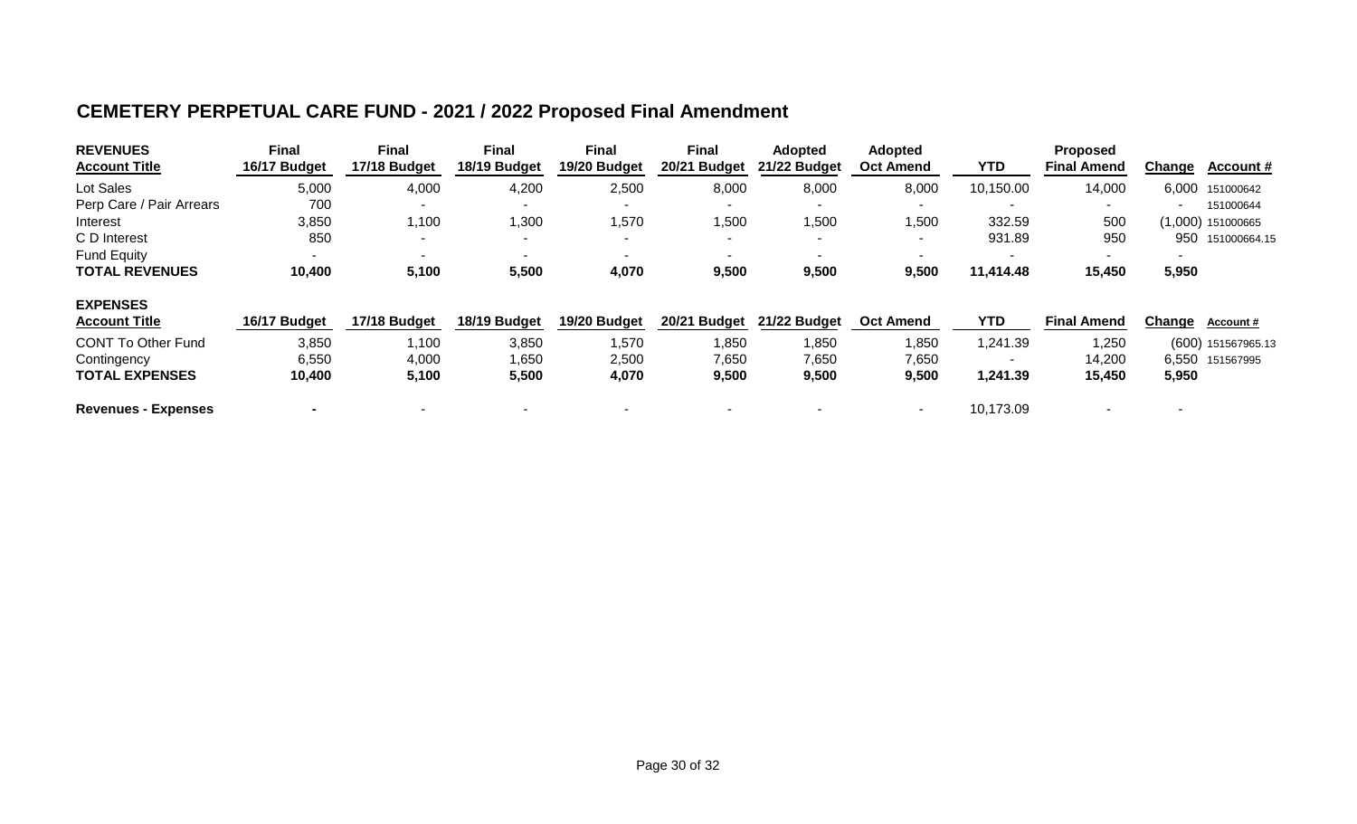# CEMETERY PERPETUAL CARE FUND - 2021 / 2022 Proposed Final Amendment

| **REVENUES** | **Final** | **Final** | **Final** | **Final** | **Final** | **Adopted** | **Adopted** | | **Proposed** | | |
|---|---|---|---|---|---|---|---|---|---|---|---|
| **Account Title** | **16/17 Budget** | **17/18 Budget** | **18/19 Budget** | **19/20 Budget** | **20/21 Budget** | **21/22 Budget** | **Oct Amend** | **YTD** | **Final Amend** | **Change** | **Account #** |
| Lot Sales | 5,000 | 4,000 | 4,200 | 2,500 | 8,000 | 8,000 | 8,000 | 10,150.00 | 14,000 | 6,000 | 151000642 |
| Perp Care / Pair Arrears | 700 | - | - | - | - | - | - | - | - | - | 151000644 |
| Interest | 3,850 | 1,100 | 1,300 | 1,570 | 1,500 | 1,500 | 1,500 | 332.59 | 500 | (1,000) | 151000665 |
| C D Interest | 850 | - | - | - | - | - | - | 931.89 | 950 | 950 | 151000664.15 |
| Fund Equity | - | - | - | - | - | - | - | - | - | - | |
| **TOTAL REVENUES** | **10,400** | **5,100** | **5,500** | **4,070** | **9,500** | **9,500** | **9,500** | **11,414.48** | **15,450** | **5,950** | |

| **EXPENSES** | | | | | | | | | | | |
|---|---|---|---|---|---|---|---|---|---|---|---|
| **Account Title** | **16/17 Budget** | **17/18 Budget** | **18/19 Budget** | **19/20 Budget** | **20/21 Budget** | **21/22 Budget** | **Oct Amend** | **YTD** | **Final Amend** | **Change** | **Account #** |
| CONT To Other Fund | 3,850 | 1,100 | 3,850 | 1,570 | 1,850 | 1,850 | 1,850 | 1,241.39 | 1,250 | (600) | 151567965.13 |
| Contingency | 6,550 | 4,000 | 1,650 | 2,500 | 7,650 | 7,650 | 7,650 | - | 14,200 | 6,550 | 151567995 |
| **TOTAL EXPENSES** | **10,400** | **5,100** | **5,500** | **4,070** | **9,500** | **9,500** | **9,500** | **1,241.39** | **15,450** | **5,950** | |
| | | | | | | | | | | | |
| **Revenues - Expenses** | **-** | - | - | - | - | - | - | 10,173.09 | - | - | |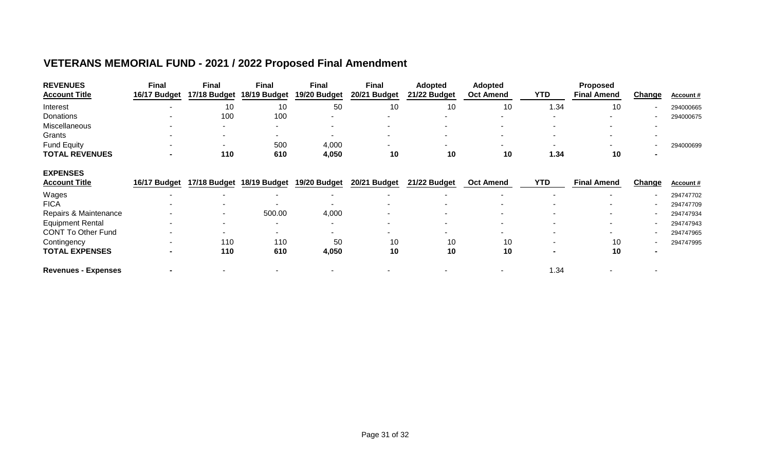# VETERANS MEMORIAL FUND - 2021 / 2022 Proposed Final Amendment

| REVENUES<br>Account Title | Final<br>16/17 Budget | Final<br>17/18 Budget | Final<br>18/19 Budget | Final<br>19/20 Budget | Final<br>20/21 Budget | Adopted<br>21/22 Budget | Adopted<br>Oct Amend | YTD | Proposed<br>Final Amend | Change | Account # |
|---|---|---|---|---|---|---|---|---|---|---|---|
| Interest | - | 10 | 10 | 50 | 10 | 10 | 10 | 1.34 | 10 | - | 294000665 |
| Donations | - | 100 | 100 | - | - | - | - | - | - | - | 294000675 |
| Miscellaneous | - | - | - | - | - | - | - | - | - | - | |
| Grants | - | - | - | - | - | - | - | - | - | - | |
| Fund Equity | - | - | 500 | 4,000 | - | - | - | - | - | - | 294000699 |
| **TOTAL REVENUES** | **-** | **110** | **610** | **4,050** | **10** | **10** | **10** | **1.34** | **10** | **-** | |

| EXPENSES<br>Account Title | 16/17 Budget | 17/18 Budget | 18/19 Budget | 19/20 Budget | 20/21 Budget | 21/22 Budget | Oct Amend | YTD | Final Amend | Change | Account # |
|---|---|---|---|---|---|---|---|---|---|---|---|
| Wages | - | - | - | - | - | - | - | - | - | - | 294747702 |
| FICA | - | - | - | - | - | - | - | - | - | - | 294747709 |
| Repairs & Maintenance | - | - | 500.00 | 4,000 | - | - | - | - | - | - | 294747934 |
| Equipment Rental | - | - | - | - | - | - | - | - | - | - | 294747943 |
| CONT To Other Fund | - | - | - | - | - | - | - | - | - | - | 294747965 |
| Contingency | - | 110 | 110 | 50 | 10 | 10 | 10 | - | 10 | - | 294747995 |
| **TOTAL EXPENSES** | **-** | **110** | **610** | **4,050** | **10** | **10** | **10** | **-** | **10** | **-** | |
| **Revenues - Expenses** | **-** | - | - | - | - | - | - | 1.34 | - | - | |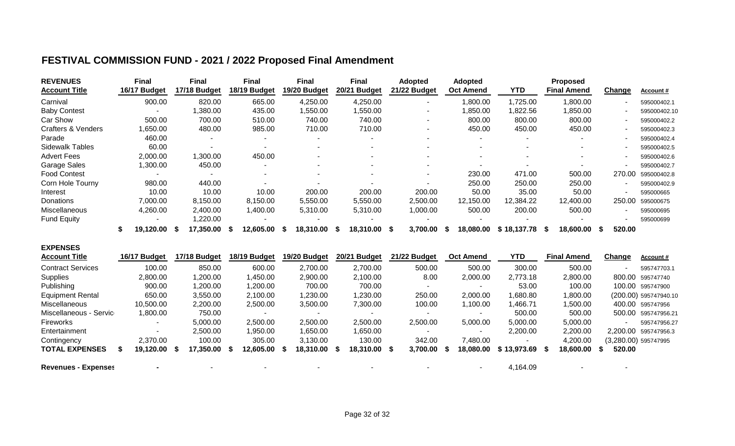# FESTIVAL COMMISSION FUND - 2021 / 2022 Proposed Final Amendment

| REVENUES<br>Account Title | Final<br>16/17 Budget | Final<br>17/18 Budget | Final<br>18/19 Budget | Final<br>19/20 Budget | Final<br>20/21 Budget | Adopted<br>21/22 Budget | Adopted<br>Oct Amend | YTD | Proposed<br>Final Amend | Change | Account # |
|---|---|---|---|---|---|---|---|---|---|---|---|
| Carnival | 900.00 | 820.00 | 665.00 | 4,250.00 | 4,250.00 | - | 1,800.00 | 1,725.00 | 1,800.00 | - | 595000402.1 |
| Baby Contest | - | 1,380.00 | 435.00 | 1,550.00 | 1,550.00 | - | 1,850.00 | 1,822.56 | 1,850.00 | - | 595000402.10 |
| Car Show | 500.00 | 700.00 | 510.00 | 740.00 | 740.00 | - | 800.00 | 800.00 | 800.00 | - | 595000402.2 |
| Crafters & Venders | 1,650.00 | 480.00 | 985.00 | 710.00 | 710.00 | - | 450.00 | 450.00 | 450.00 | - | 595000402.3 |
| Parade | 460.00 | - | - | - | - | - | - | - | - | - | 595000402.4 |
| Sidewalk Tables | 60.00 | - | - | - | - | - | - | - | - | - | 595000402.5 |
| Advert Fees | 2,000.00 | 1,300.00 | 450.00 | - | - | - | - | - | - | - | 595000402.6 |
| Garage Sales | 1,300.00 | 450.00 | - | - | - | - | - | - | - | - | 595000402.7 |
| Food Contest | - | - | - | - | - | - | 230.00 | 471.00 | 500.00 | 270.00 | 595000402.8 |
| Corn Hole Tourny | 980.00 | 440.00 | - | - | - | - | 250.00 | 250.00 | 250.00 | - | 595000402.9 |
| Interest | 10.00 | 10.00 | 10.00 | 200.00 | 200.00 | 200.00 | 50.00 | 35.00 | 50.00 | - | 595000665 |
| Donations | 7,000.00 | 8,150.00 | 8,150.00 | 5,550.00 | 5,550.00 | 2,500.00 | 12,150.00 | 12,384.22 | 12,400.00 | 250.00 | 595000675 |
| Miscellaneous | 4,260.00 | 2,400.00 | 1,400.00 | 5,310.00 | 5,310.00 | 1,000.00 | 500.00 | 200.00 | 500.00 | - | 595000695 |
| Fund Equity | - | 1,220.00 | - | - | - | - | - | - | - | - | 595000699 |
| | $ 19,120.00 | $ 17,350.00 | $ 12,605.00 | $ 18,310.00 | $ 18,310.00 | $ 3,700.00 | $ 18,080.00 | $ 18,137.78 | $ 18,600.00 | $ 520.00 | |

| EXPENSES<br>Account Title | 16/17 Budget | 17/18 Budget | 18/19 Budget | 19/20 Budget | 20/21 Budget | 21/22 Budget | Oct Amend | YTD | Final Amend | Change | Account # |
|---|---|---|---|---|---|---|---|---|---|---|---|
| Contract Services | 100.00 | 850.00 | 600.00 | 2,700.00 | 2,700.00 | 500.00 | 500.00 | 300.00 | 500.00 | - | 595747703.1 |
| Supplies | 2,800.00 | 1,200.00 | 1,450.00 | 2,900.00 | 2,100.00 | 8.00 | 2,000.00 | 2,773.18 | 2,800.00 | 800.00 | 595747740 |
| Publishing | 900.00 | 1,200.00 | 1,200.00 | 700.00 | 700.00 | - | - | 53.00 | 100.00 | 100.00 | 595747900 |
| Equipment Rental | 650.00 | 3,550.00 | 2,100.00 | 1,230.00 | 1,230.00 | 250.00 | 2,000.00 | 1,680.80 | 1,800.00 | (200.00) | 595747940.10 |
| Miscellaneous | 10,500.00 | 2,200.00 | 2,500.00 | 3,500.00 | 7,300.00 | 100.00 | 1,100.00 | 1,466.71 | 1,500.00 | 400.00 | 595747956 |
| Miscellaneous - Servic | 1,800.00 | 750.00 | - | - | - | - | - | 500.00 | 500.00 | 500.00 | 595747956.21 |
| Fireworks | - | 5,000.00 | 2,500.00 | 2,500.00 | 2,500.00 | 2,500.00 | 5,000.00 | 5,000.00 | 5,000.00 | - | 595747956.27 |
| Entertainment | - | 2,500.00 | 1,950.00 | 1,650.00 | 1,650.00 | - | - | 2,200.00 | 2,200.00 | 2,200.00 | 595747956.3 |
| Contingency | 2,370.00 | 100.00 | 305.00 | 3,130.00 | 130.00 | 342.00 | 7,480.00 | - | 4,200.00 | (3,280.00) | 595747995 |
| **TOTAL EXPENSES** | $ 19,120.00 | $ 17,350.00 | $ 12,605.00 | $ 18,310.00 | $ 18,310.00 | $ 3,700.00 | $ 18,080.00 | $ 13,973.69 | $ 18,600.00 | $ 520.00 | |
| **Revenues - Expenses** | - | - | - | - | - | - | - | 4,164.09 | - | - | |